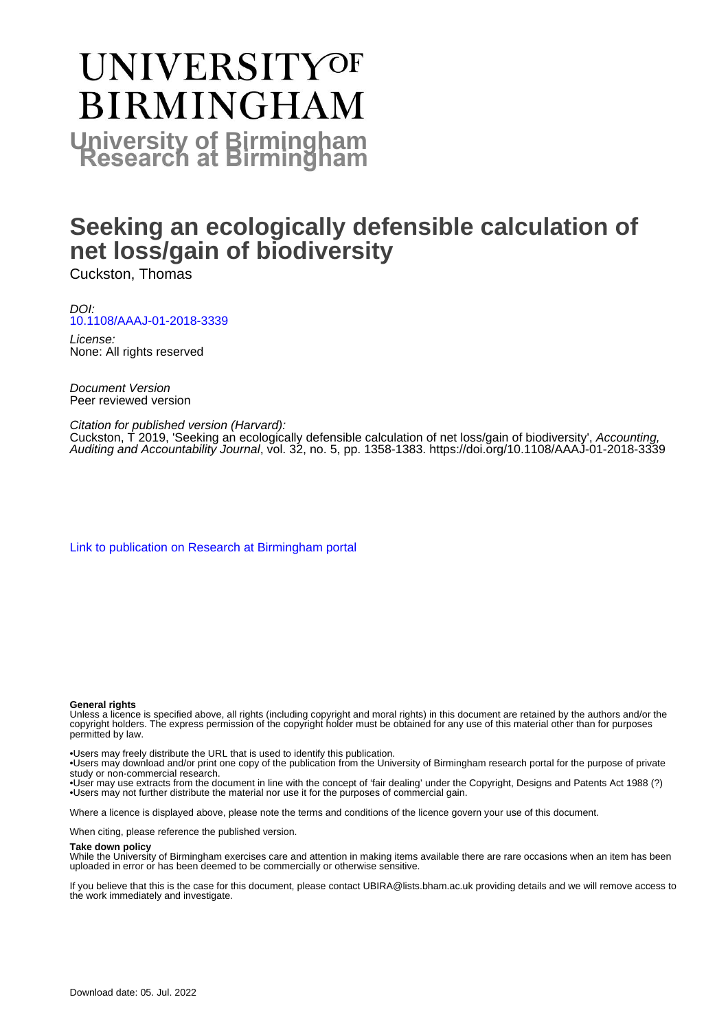# UNIVERSITY OF BIRMINGHAM

## University of Birmingham Research at Birmingham

# Seeking an ecologically defensible calculation of net loss/gain of biodiversity

Cuckston, Thomas

*DOI:*
[10.1108/AAAJ-01-2018-3339](https://doi.org/10.1108/AAAJ-01-2018-3339)

*License:*
None: All rights reserved

*Document Version*
Peer reviewed version

*Citation for published version (Harvard):*
Cuckston, T 2019, 'Seeking an ecologically defensible calculation of net loss/gain of biodiversity', *Accounting, Auditing and Accountability Journal*, vol. 32, no. 5, pp. 1358-1383. https://doi.org/10.1108/AAAJ-01-2018-3339

[Link to publication on Research at Birmingham portal](#)

**General rights**

Unless a licence is specified above, all rights (including copyright and moral rights) in this document are retained by the authors and/or the copyright holders. The express permission of the copyright holder must be obtained for any use of this material other than for purposes permitted by law.

•Users may freely distribute the URL that is used to identify this publication.
•Users may download and/or print one copy of the publication from the University of Birmingham research portal for the purpose of private study or non-commercial research.
•User may use extracts from the document in line with the concept of 'fair dealing' under the Copyright, Designs and Patents Act 1988 (?)
•Users may not further distribute the material nor use it for the purposes of commercial gain.

Where a licence is displayed above, please note the terms and conditions of the licence govern your use of this document.

When citing, please reference the published version.

**Take down policy**

While the University of Birmingham exercises care and attention in making items available there are rare occasions when an item has been uploaded in error or has been deemed to be commercially or otherwise sensitive.

If you believe that this is the case for this document, please contact UBIRA@lists.bham.ac.uk providing details and we will remove access to the work immediately and investigate.

Download date: 05. Jul. 2022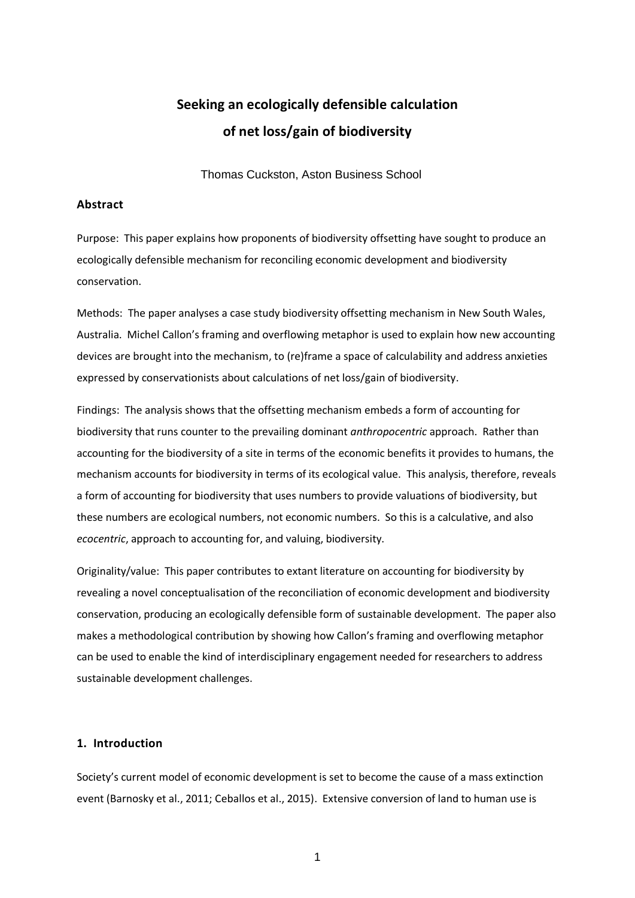# Seeking an ecologically defensible calculation of net loss/gain of biodiversity

Thomas Cuckston, Aston Business School

## Abstract

Purpose: This paper explains how proponents of biodiversity offsetting have sought to produce an ecologically defensible mechanism for reconciling economic development and biodiversity conservation.

Methods: The paper analyses a case study biodiversity offsetting mechanism in New South Wales, Australia. Michel Callon's framing and overflowing metaphor is used to explain how new accounting devices are brought into the mechanism, to (re)frame a space of calculability and address anxieties expressed by conservationists about calculations of net loss/gain of biodiversity.

Findings: The analysis shows that the offsetting mechanism embeds a form of accounting for biodiversity that runs counter to the prevailing dominant *anthropocentric* approach. Rather than accounting for the biodiversity of a site in terms of the economic benefits it provides to humans, the mechanism accounts for biodiversity in terms of its ecological value. This analysis, therefore, reveals a form of accounting for biodiversity that uses numbers to provide valuations of biodiversity, but these numbers are ecological numbers, not economic numbers. So this is a calculative, and also *ecocentric*, approach to accounting for, and valuing, biodiversity.

Originality/value: This paper contributes to extant literature on accounting for biodiversity by revealing a novel conceptualisation of the reconciliation of economic development and biodiversity conservation, producing an ecologically defensible form of sustainable development. The paper also makes a methodological contribution by showing how Callon's framing and overflowing metaphor can be used to enable the kind of interdisciplinary engagement needed for researchers to address sustainable development challenges.

## 1. Introduction

Society's current model of economic development is set to become the cause of a mass extinction event (Barnosky et al., 2011; Ceballos et al., 2015). Extensive conversion of land to human use is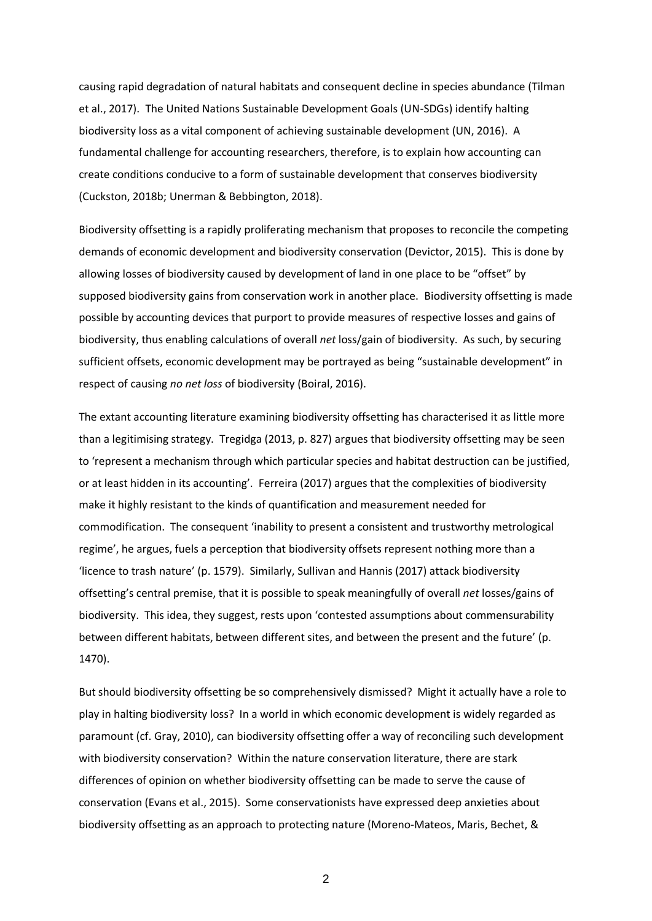causing rapid degradation of natural habitats and consequent decline in species abundance (Tilman et al., 2017). The United Nations Sustainable Development Goals (UN-SDGs) identify halting biodiversity loss as a vital component of achieving sustainable development (UN, 2016). A fundamental challenge for accounting researchers, therefore, is to explain how accounting can create conditions conducive to a form of sustainable development that conserves biodiversity (Cuckston, 2018b; Unerman & Bebbington, 2018).

Biodiversity offsetting is a rapidly proliferating mechanism that proposes to reconcile the competing demands of economic development and biodiversity conservation (Devictor, 2015). This is done by allowing losses of biodiversity caused by development of land in one place to be "offset" by supposed biodiversity gains from conservation work in another place. Biodiversity offsetting is made possible by accounting devices that purport to provide measures of respective losses and gains of biodiversity, thus enabling calculations of overall *net* loss/gain of biodiversity. As such, by securing sufficient offsets, economic development may be portrayed as being "sustainable development" in respect of causing *no net loss* of biodiversity (Boiral, 2016).

The extant accounting literature examining biodiversity offsetting has characterised it as little more than a legitimising strategy. Tregidga (2013, p. 827) argues that biodiversity offsetting may be seen to 'represent a mechanism through which particular species and habitat destruction can be justified, or at least hidden in its accounting'. Ferreira (2017) argues that the complexities of biodiversity make it highly resistant to the kinds of quantification and measurement needed for commodification. The consequent 'inability to present a consistent and trustworthy metrological regime', he argues, fuels a perception that biodiversity offsets represent nothing more than a 'licence to trash nature' (p. 1579). Similarly, Sullivan and Hannis (2017) attack biodiversity offsetting's central premise, that it is possible to speak meaningfully of overall *net* losses/gains of biodiversity. This idea, they suggest, rests upon 'contested assumptions about commensurability between different habitats, between different sites, and between the present and the future' (p. 1470).

But should biodiversity offsetting be so comprehensively dismissed? Might it actually have a role to play in halting biodiversity loss? In a world in which economic development is widely regarded as paramount (cf. Gray, 2010), can biodiversity offsetting offer a way of reconciling such development with biodiversity conservation? Within the nature conservation literature, there are stark differences of opinion on whether biodiversity offsetting can be made to serve the cause of conservation (Evans et al., 2015). Some conservationists have expressed deep anxieties about biodiversity offsetting as an approach to protecting nature (Moreno-Mateos, Maris, Bechet, &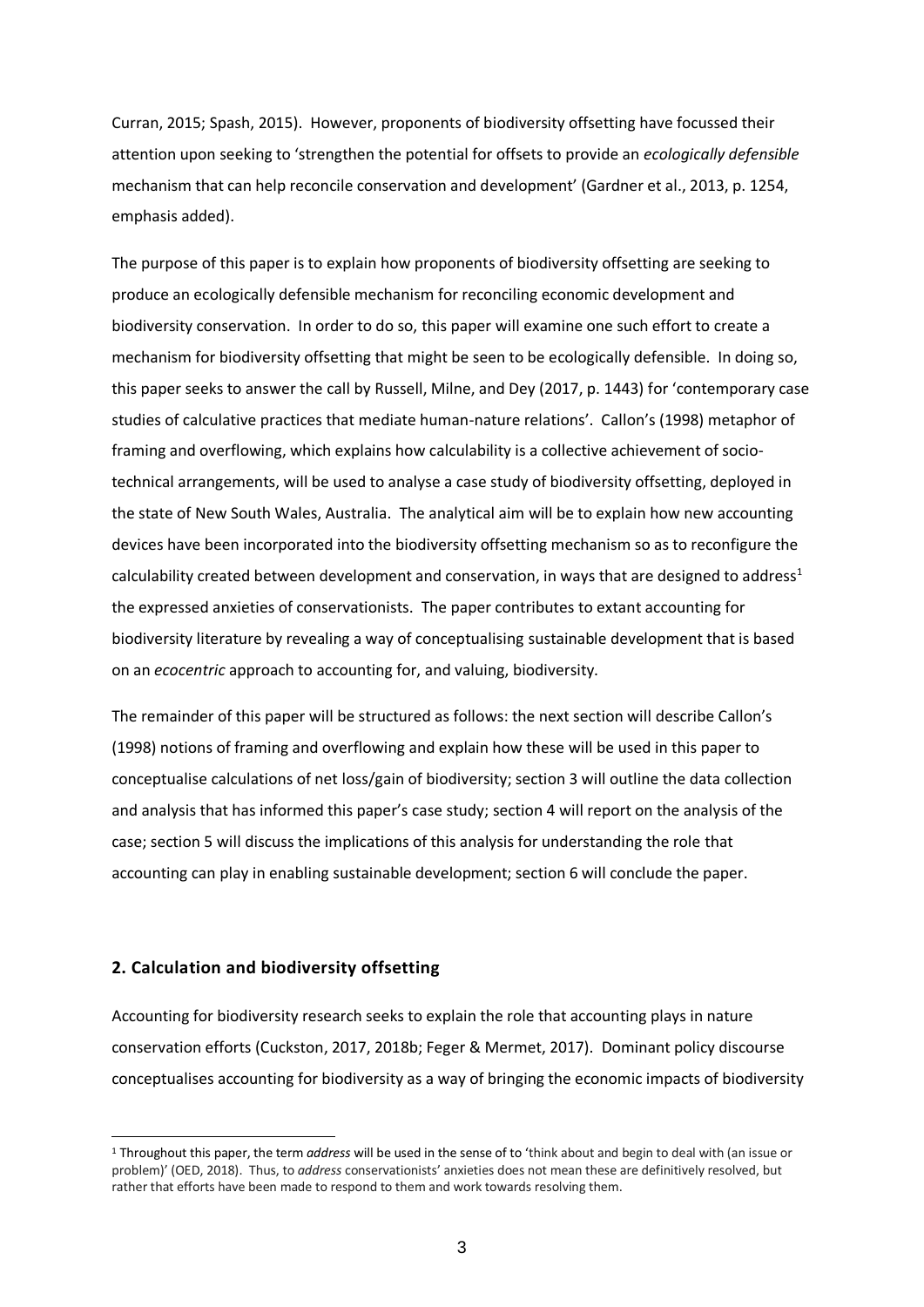Curran, 2015; Spash, 2015). However, proponents of biodiversity offsetting have focussed their attention upon seeking to 'strengthen the potential for offsets to provide an *ecologically defensible* mechanism that can help reconcile conservation and development' (Gardner et al., 2013, p. 1254, emphasis added).

The purpose of this paper is to explain how proponents of biodiversity offsetting are seeking to produce an ecologically defensible mechanism for reconciling economic development and biodiversity conservation. In order to do so, this paper will examine one such effort to create a mechanism for biodiversity offsetting that might be seen to be ecologically defensible. In doing so, this paper seeks to answer the call by Russell, Milne, and Dey (2017, p. 1443) for 'contemporary case studies of calculative practices that mediate human-nature relations'. Callon's (1998) metaphor of framing and overflowing, which explains how calculability is a collective achievement of socio-technical arrangements, will be used to analyse a case study of biodiversity offsetting, deployed in the state of New South Wales, Australia. The analytical aim will be to explain how new accounting devices have been incorporated into the biodiversity offsetting mechanism so as to reconfigure the calculability created between development and conservation, in ways that are designed to address[1] the expressed anxieties of conservationists. The paper contributes to extant accounting for biodiversity literature by revealing a way of conceptualising sustainable development that is based on an *ecocentric* approach to accounting for, and valuing, biodiversity.

The remainder of this paper will be structured as follows: the next section will describe Callon's (1998) notions of framing and overflowing and explain how these will be used in this paper to conceptualise calculations of net loss/gain of biodiversity; section 3 will outline the data collection and analysis that has informed this paper's case study; section 4 will report on the analysis of the case; section 5 will discuss the implications of this analysis for understanding the role that accounting can play in enabling sustainable development; section 6 will conclude the paper.

## 2. Calculation and biodiversity offsetting

Accounting for biodiversity research seeks to explain the role that accounting plays in nature conservation efforts (Cuckston, 2017, 2018b; Feger & Mermet, 2017). Dominant policy discourse conceptualises accounting for biodiversity as a way of bringing the economic impacts of biodiversity

[1] Throughout this paper, the term *address* will be used in the sense of to 'think about and begin to deal with (an issue or problem)' (OED, 2018). Thus, to *address* conservationists' anxieties does not mean these are definitively resolved, but rather that efforts have been made to respond to them and work towards resolving them.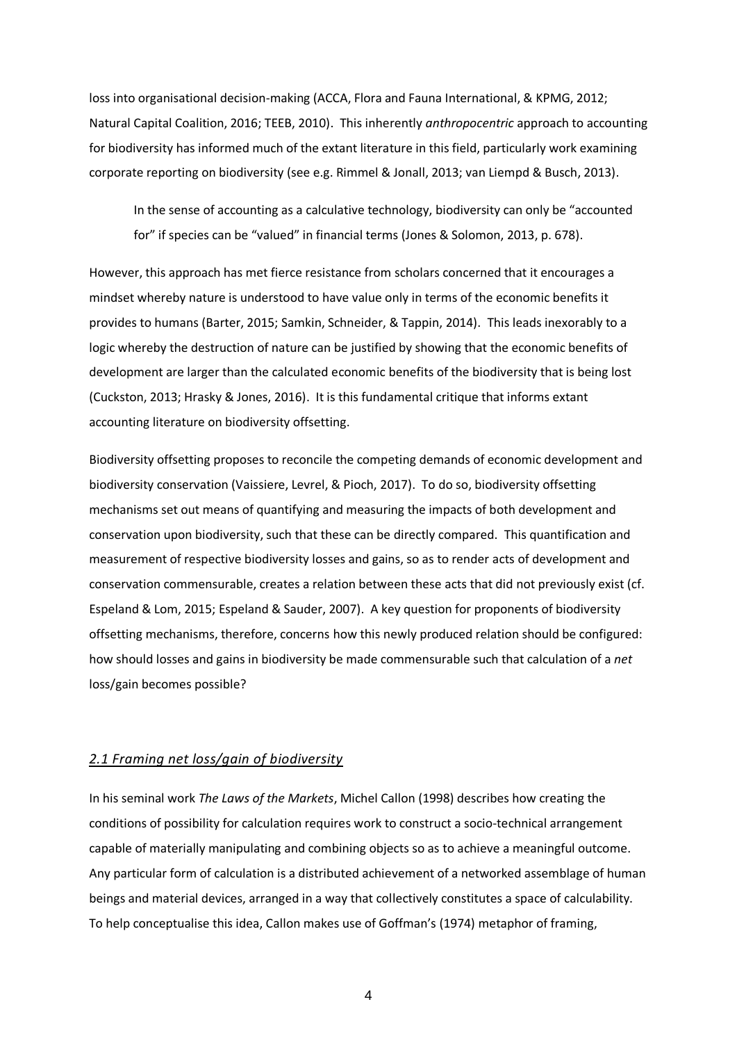loss into organisational decision-making (ACCA, Flora and Fauna International, & KPMG, 2012; Natural Capital Coalition, 2016; TEEB, 2010). This inherently *anthropocentric* approach to accounting for biodiversity has informed much of the extant literature in this field, particularly work examining corporate reporting on biodiversity (see e.g. Rimmel & Jonall, 2013; van Liempd & Busch, 2013).

> In the sense of accounting as a calculative technology, biodiversity can only be "accounted for" if species can be "valued" in financial terms (Jones & Solomon, 2013, p. 678).

However, this approach has met fierce resistance from scholars concerned that it encourages a mindset whereby nature is understood to have value only in terms of the economic benefits it provides to humans (Barter, 2015; Samkin, Schneider, & Tappin, 2014). This leads inexorably to a logic whereby the destruction of nature can be justified by showing that the economic benefits of development are larger than the calculated economic benefits of the biodiversity that is being lost (Cuckston, 2013; Hrasky & Jones, 2016). It is this fundamental critique that informs extant accounting literature on biodiversity offsetting.

Biodiversity offsetting proposes to reconcile the competing demands of economic development and biodiversity conservation (Vaissiere, Levrel, & Pioch, 2017). To do so, biodiversity offsetting mechanisms set out means of quantifying and measuring the impacts of both development and conservation upon biodiversity, such that these can be directly compared. This quantification and measurement of respective biodiversity losses and gains, so as to render acts of development and conservation commensurable, creates a relation between these acts that did not previously exist (cf. Espeland & Lom, 2015; Espeland & Sauder, 2007). A key question for proponents of biodiversity offsetting mechanisms, therefore, concerns how this newly produced relation should be configured: how should losses and gains in biodiversity be made commensurable such that calculation of a *net* loss/gain becomes possible?

### *2.1 Framing net loss/gain of biodiversity*

In his seminal work *The Laws of the Markets*, Michel Callon (1998) describes how creating the conditions of possibility for calculation requires work to construct a socio-technical arrangement capable of materially manipulating and combining objects so as to achieve a meaningful outcome. Any particular form of calculation is a distributed achievement of a networked assemblage of human beings and material devices, arranged in a way that collectively constitutes a space of calculability. To help conceptualise this idea, Callon makes use of Goffman's (1974) metaphor of framing,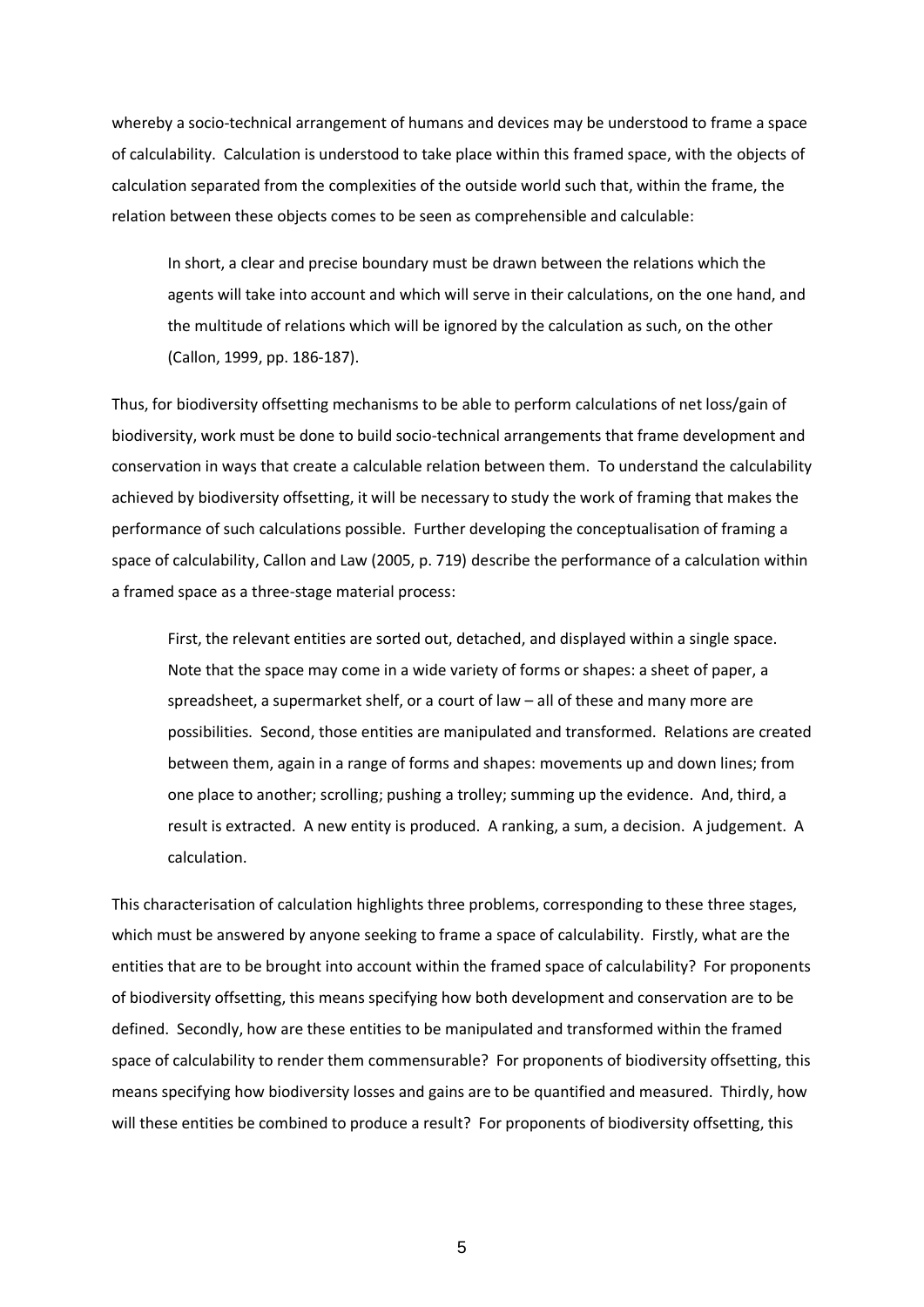whereby a socio-technical arrangement of humans and devices may be understood to frame a space of calculability. Calculation is understood to take place within this framed space, with the objects of calculation separated from the complexities of the outside world such that, within the frame, the relation between these objects comes to be seen as comprehensible and calculable:

> In short, a clear and precise boundary must be drawn between the relations which the agents will take into account and which will serve in their calculations, on the one hand, and the multitude of relations which will be ignored by the calculation as such, on the other (Callon, 1999, pp. 186-187).

Thus, for biodiversity offsetting mechanisms to be able to perform calculations of net loss/gain of biodiversity, work must be done to build socio-technical arrangements that frame development and conservation in ways that create a calculable relation between them. To understand the calculability achieved by biodiversity offsetting, it will be necessary to study the work of framing that makes the performance of such calculations possible. Further developing the conceptualisation of framing a space of calculability, Callon and Law (2005, p. 719) describe the performance of a calculation within a framed space as a three-stage material process:

> First, the relevant entities are sorted out, detached, and displayed within a single space. Note that the space may come in a wide variety of forms or shapes: a sheet of paper, a spreadsheet, a supermarket shelf, or a court of law – all of these and many more are possibilities. Second, those entities are manipulated and transformed. Relations are created between them, again in a range of forms and shapes: movements up and down lines; from one place to another; scrolling; pushing a trolley; summing up the evidence. And, third, a result is extracted. A new entity is produced. A ranking, a sum, a decision. A judgement. A calculation.

This characterisation of calculation highlights three problems, corresponding to these three stages, which must be answered by anyone seeking to frame a space of calculability. Firstly, what are the entities that are to be brought into account within the framed space of calculability? For proponents of biodiversity offsetting, this means specifying how both development and conservation are to be defined. Secondly, how are these entities to be manipulated and transformed within the framed space of calculability to render them commensurable? For proponents of biodiversity offsetting, this means specifying how biodiversity losses and gains are to be quantified and measured. Thirdly, how will these entities be combined to produce a result? For proponents of biodiversity offsetting, this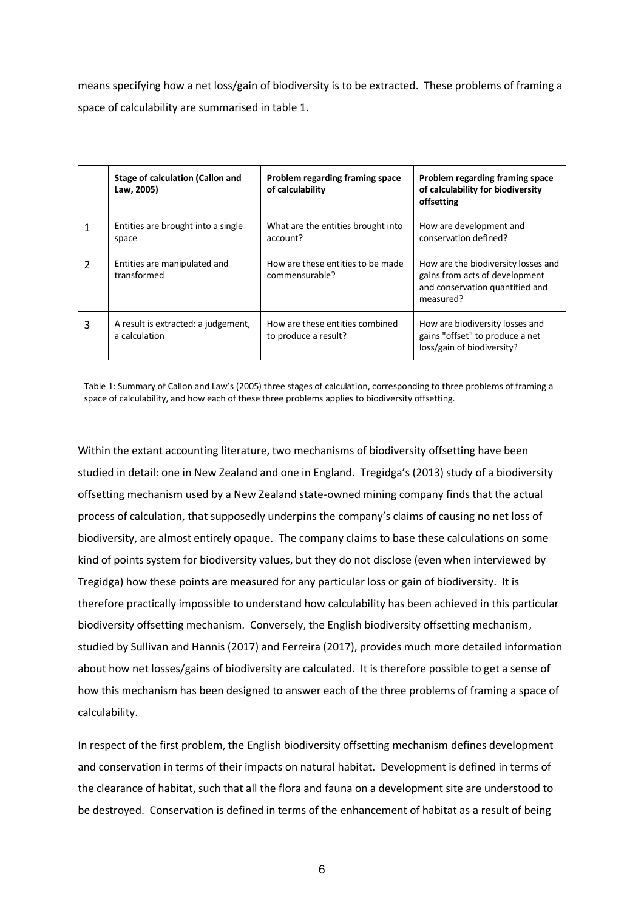means specifying how a net loss/gain of biodiversity is to be extracted. These problems of framing a space of calculability are summarised in table 1.

| | **Stage of calculation (Callon and Law, 2005)** | **Problem regarding framing space of calculability** | **Problem regarding framing space of calculability for biodiversity offsetting** |
|---|---|---|---|
| 1 | Entities are brought into a single space | What are the entities brought into account? | How are development and conservation defined? |
| 2 | Entities are manipulated and transformed | How are these entities to be made commensurable? | How are the biodiversity losses and gains from acts of development and conservation quantified and measured? |
| 3 | A result is extracted: a judgement, a calculation | How are these entities combined to produce a result? | How are biodiversity losses and gains "offset" to produce a net loss/gain of biodiversity? |

Table 1: Summary of Callon and Law's (2005) three stages of calculation, corresponding to three problems of framing a space of calculability, and how each of these three problems applies to biodiversity offsetting.

Within the extant accounting literature, two mechanisms of biodiversity offsetting have been studied in detail: one in New Zealand and one in England. Tregidga's (2013) study of a biodiversity offsetting mechanism used by a New Zealand state-owned mining company finds that the actual process of calculation, that supposedly underpins the company's claims of causing no net loss of biodiversity, are almost entirely opaque. The company claims to base these calculations on some kind of points system for biodiversity values, but they do not disclose (even when interviewed by Tregidga) how these points are measured for any particular loss or gain of biodiversity. It is therefore practically impossible to understand how calculability has been achieved in this particular biodiversity offsetting mechanism. Conversely, the English biodiversity offsetting mechanism, studied by Sullivan and Hannis (2017) and Ferreira (2017), provides much more detailed information about how net losses/gains of biodiversity are calculated. It is therefore possible to get a sense of how this mechanism has been designed to answer each of the three problems of framing a space of calculability.

In respect of the first problem, the English biodiversity offsetting mechanism defines development and conservation in terms of their impacts on natural habitat. Development is defined in terms of the clearance of habitat, such that all the flora and fauna on a development site are understood to be destroyed. Conservation is defined in terms of the enhancement of habitat as a result of being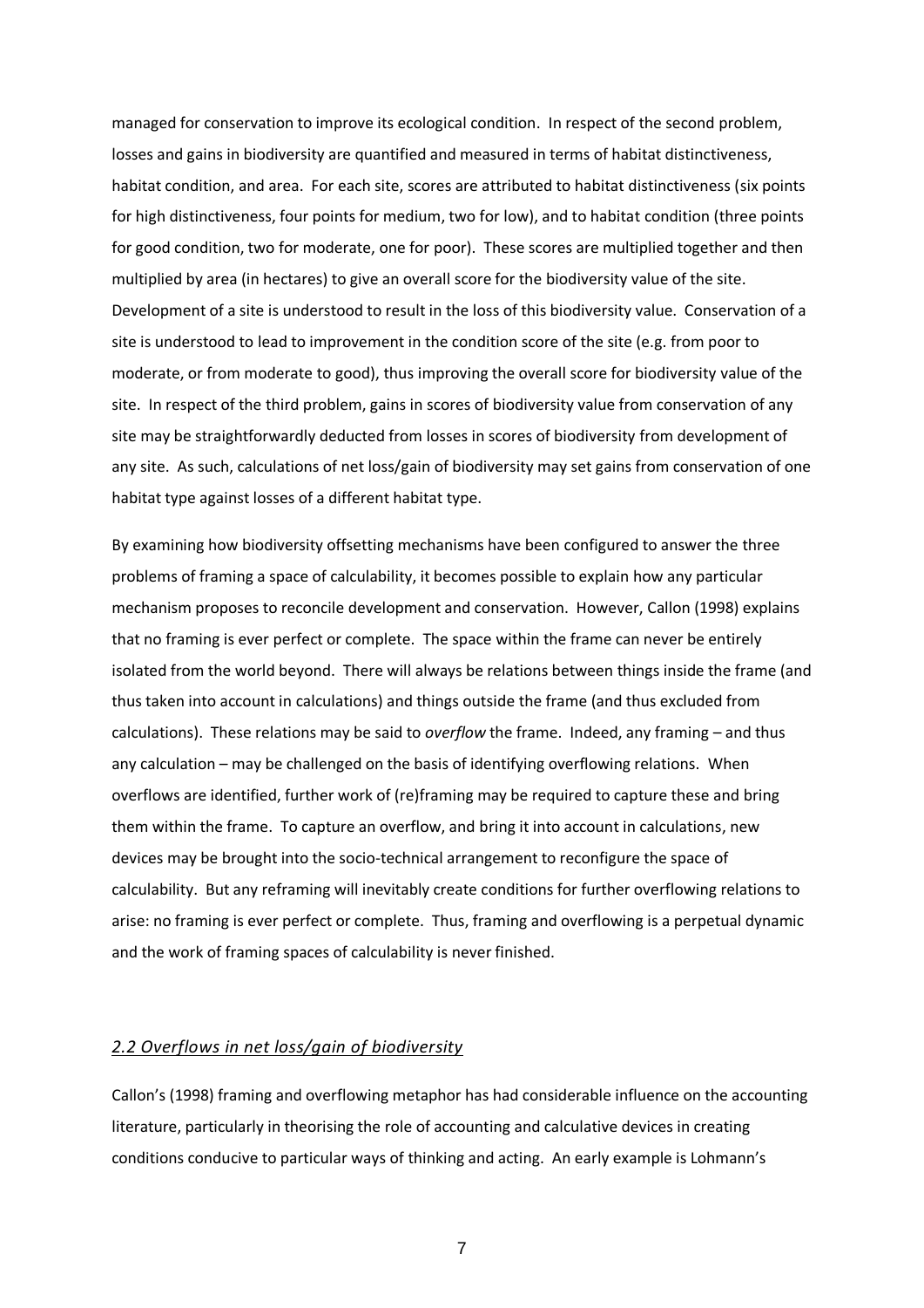managed for conservation to improve its ecological condition. In respect of the second problem, losses and gains in biodiversity are quantified and measured in terms of habitat distinctiveness, habitat condition, and area. For each site, scores are attributed to habitat distinctiveness (six points for high distinctiveness, four points for medium, two for low), and to habitat condition (three points for good condition, two for moderate, one for poor). These scores are multiplied together and then multiplied by area (in hectares) to give an overall score for the biodiversity value of the site. Development of a site is understood to result in the loss of this biodiversity value. Conservation of a site is understood to lead to improvement in the condition score of the site (e.g. from poor to moderate, or from moderate to good), thus improving the overall score for biodiversity value of the site. In respect of the third problem, gains in scores of biodiversity value from conservation of any site may be straightforwardly deducted from losses in scores of biodiversity from development of any site. As such, calculations of net loss/gain of biodiversity may set gains from conservation of one habitat type against losses of a different habitat type.

By examining how biodiversity offsetting mechanisms have been configured to answer the three problems of framing a space of calculability, it becomes possible to explain how any particular mechanism proposes to reconcile development and conservation. However, Callon (1998) explains that no framing is ever perfect or complete. The space within the frame can never be entirely isolated from the world beyond. There will always be relations between things inside the frame (and thus taken into account in calculations) and things outside the frame (and thus excluded from calculations). These relations may be said to *overflow* the frame. Indeed, any framing – and thus any calculation – may be challenged on the basis of identifying overflowing relations. When overflows are identified, further work of (re)framing may be required to capture these and bring them within the frame. To capture an overflow, and bring it into account in calculations, new devices may be brought into the socio-technical arrangement to reconfigure the space of calculability. But any reframing will inevitably create conditions for further overflowing relations to arise: no framing is ever perfect or complete. Thus, framing and overflowing is a perpetual dynamic and the work of framing spaces of calculability is never finished.

## *2.2 Overflows in net loss/gain of biodiversity*

Callon's (1998) framing and overflowing metaphor has had considerable influence on the accounting literature, particularly in theorising the role of accounting and calculative devices in creating conditions conducive to particular ways of thinking and acting. An early example is Lohmann's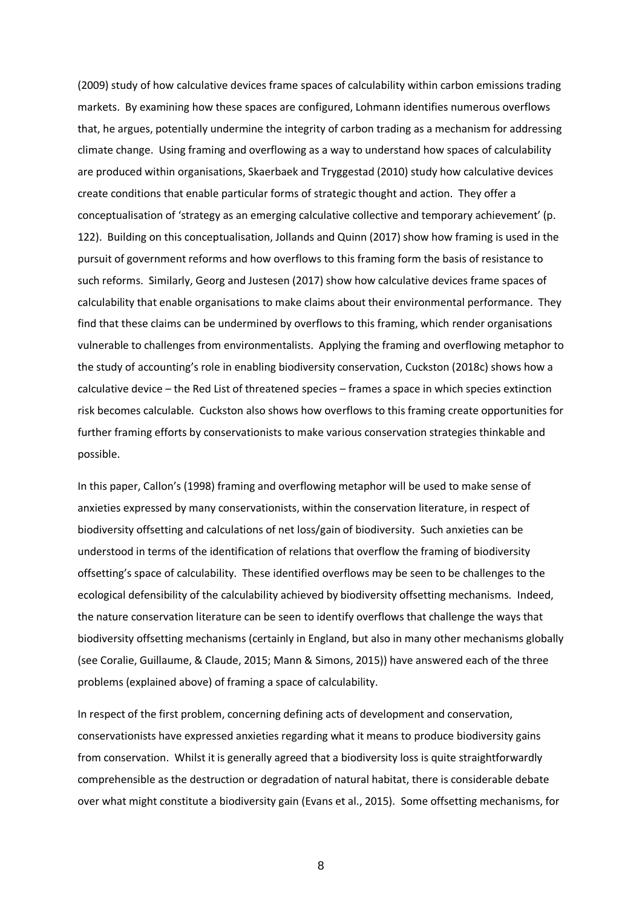(2009) study of how calculative devices frame spaces of calculability within carbon emissions trading markets. By examining how these spaces are configured, Lohmann identifies numerous overflows that, he argues, potentially undermine the integrity of carbon trading as a mechanism for addressing climate change. Using framing and overflowing as a way to understand how spaces of calculability are produced within organisations, Skaerbaek and Tryggestad (2010) study how calculative devices create conditions that enable particular forms of strategic thought and action. They offer a conceptualisation of 'strategy as an emerging calculative collective and temporary achievement' (p. 122). Building on this conceptualisation, Jollands and Quinn (2017) show how framing is used in the pursuit of government reforms and how overflows to this framing form the basis of resistance to such reforms. Similarly, Georg and Justesen (2017) show how calculative devices frame spaces of calculability that enable organisations to make claims about their environmental performance. They find that these claims can be undermined by overflows to this framing, which render organisations vulnerable to challenges from environmentalists. Applying the framing and overflowing metaphor to the study of accounting's role in enabling biodiversity conservation, Cuckston (2018c) shows how a calculative device – the Red List of threatened species – frames a space in which species extinction risk becomes calculable. Cuckston also shows how overflows to this framing create opportunities for further framing efforts by conservationists to make various conservation strategies thinkable and possible.

In this paper, Callon's (1998) framing and overflowing metaphor will be used to make sense of anxieties expressed by many conservationists, within the conservation literature, in respect of biodiversity offsetting and calculations of net loss/gain of biodiversity. Such anxieties can be understood in terms of the identification of relations that overflow the framing of biodiversity offsetting's space of calculability. These identified overflows may be seen to be challenges to the ecological defensibility of the calculability achieved by biodiversity offsetting mechanisms. Indeed, the nature conservation literature can be seen to identify overflows that challenge the ways that biodiversity offsetting mechanisms (certainly in England, but also in many other mechanisms globally (see Coralie, Guillaume, & Claude, 2015; Mann & Simons, 2015)) have answered each of the three problems (explained above) of framing a space of calculability.

In respect of the first problem, concerning defining acts of development and conservation, conservationists have expressed anxieties regarding what it means to produce biodiversity gains from conservation. Whilst it is generally agreed that a biodiversity loss is quite straightforwardly comprehensible as the destruction or degradation of natural habitat, there is considerable debate over what might constitute a biodiversity gain (Evans et al., 2015). Some offsetting mechanisms, for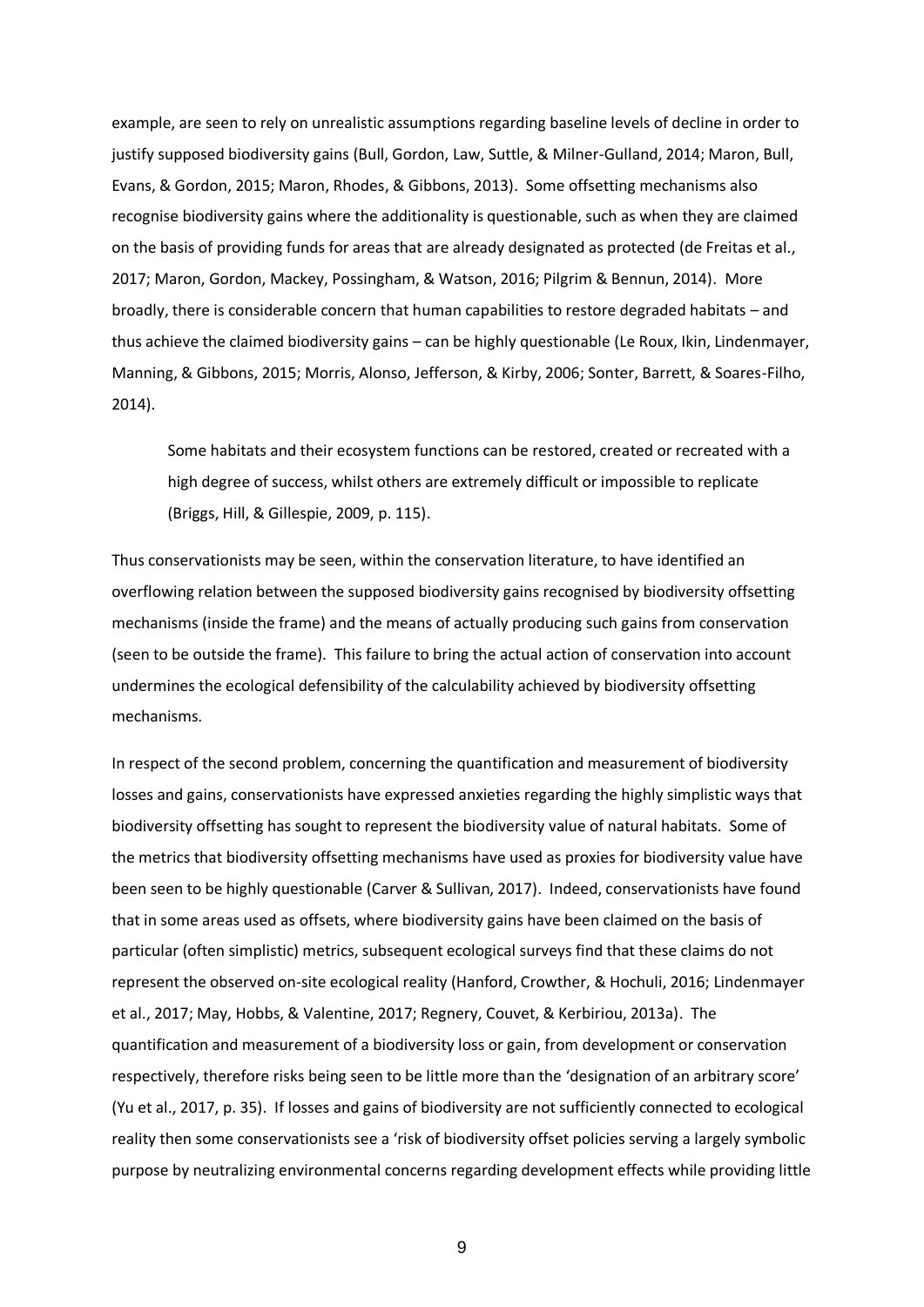example, are seen to rely on unrealistic assumptions regarding baseline levels of decline in order to justify supposed biodiversity gains (Bull, Gordon, Law, Suttle, & Milner-Gulland, 2014; Maron, Bull, Evans, & Gordon, 2015; Maron, Rhodes, & Gibbons, 2013). Some offsetting mechanisms also recognise biodiversity gains where the additionality is questionable, such as when they are claimed on the basis of providing funds for areas that are already designated as protected (de Freitas et al., 2017; Maron, Gordon, Mackey, Possingham, & Watson, 2016; Pilgrim & Bennun, 2014). More broadly, there is considerable concern that human capabilities to restore degraded habitats – and thus achieve the claimed biodiversity gains – can be highly questionable (Le Roux, Ikin, Lindenmayer, Manning, & Gibbons, 2015; Morris, Alonso, Jefferson, & Kirby, 2006; Sonter, Barrett, & Soares-Filho, 2014).

> Some habitats and their ecosystem functions can be restored, created or recreated with a high degree of success, whilst others are extremely difficult or impossible to replicate (Briggs, Hill, & Gillespie, 2009, p. 115).

Thus conservationists may be seen, within the conservation literature, to have identified an overflowing relation between the supposed biodiversity gains recognised by biodiversity offsetting mechanisms (inside the frame) and the means of actually producing such gains from conservation (seen to be outside the frame). This failure to bring the actual action of conservation into account undermines the ecological defensibility of the calculability achieved by biodiversity offsetting mechanisms.

In respect of the second problem, concerning the quantification and measurement of biodiversity losses and gains, conservationists have expressed anxieties regarding the highly simplistic ways that biodiversity offsetting has sought to represent the biodiversity value of natural habitats. Some of the metrics that biodiversity offsetting mechanisms have used as proxies for biodiversity value have been seen to be highly questionable (Carver & Sullivan, 2017). Indeed, conservationists have found that in some areas used as offsets, where biodiversity gains have been claimed on the basis of particular (often simplistic) metrics, subsequent ecological surveys find that these claims do not represent the observed on-site ecological reality (Hanford, Crowther, & Hochuli, 2016; Lindenmayer et al., 2017; May, Hobbs, & Valentine, 2017; Regnery, Couvet, & Kerbiriou, 2013a). The quantification and measurement of a biodiversity loss or gain, from development or conservation respectively, therefore risks being seen to be little more than the 'designation of an arbitrary score' (Yu et al., 2017, p. 35). If losses and gains of biodiversity are not sufficiently connected to ecological reality then some conservationists see a 'risk of biodiversity offset policies serving a largely symbolic purpose by neutralizing environmental concerns regarding development effects while providing little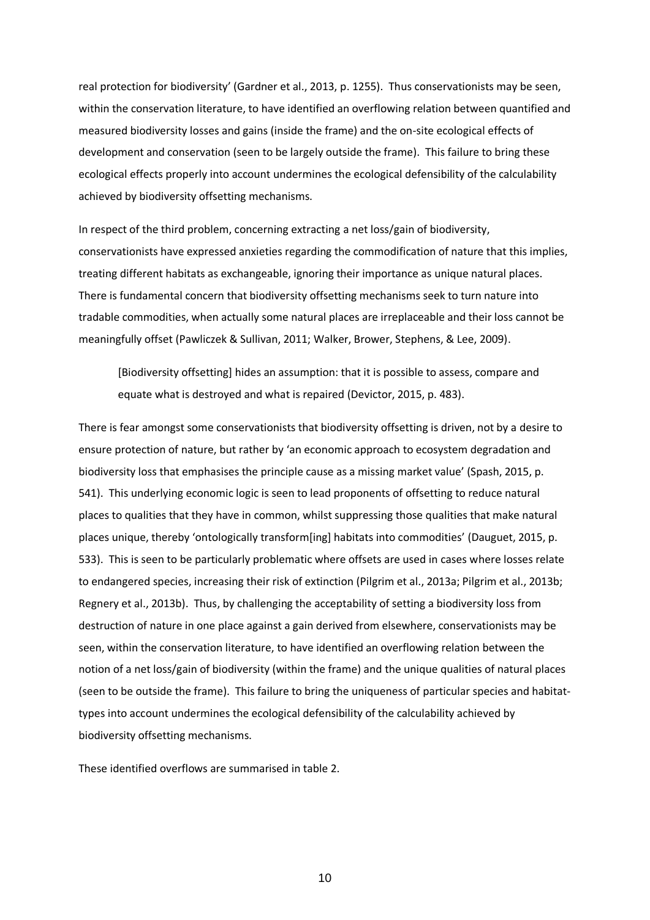real protection for biodiversity' (Gardner et al., 2013, p. 1255). Thus conservationists may be seen, within the conservation literature, to have identified an overflowing relation between quantified and measured biodiversity losses and gains (inside the frame) and the on-site ecological effects of development and conservation (seen to be largely outside the frame). This failure to bring these ecological effects properly into account undermines the ecological defensibility of the calculability achieved by biodiversity offsetting mechanisms.

In respect of the third problem, concerning extracting a net loss/gain of biodiversity, conservationists have expressed anxieties regarding the commodification of nature that this implies, treating different habitats as exchangeable, ignoring their importance as unique natural places. There is fundamental concern that biodiversity offsetting mechanisms seek to turn nature into tradable commodities, when actually some natural places are irreplaceable and their loss cannot be meaningfully offset (Pawliczek & Sullivan, 2011; Walker, Brower, Stephens, & Lee, 2009).

> [Biodiversity offsetting] hides an assumption: that it is possible to assess, compare and equate what is destroyed and what is repaired (Devictor, 2015, p. 483).

There is fear amongst some conservationists that biodiversity offsetting is driven, not by a desire to ensure protection of nature, but rather by 'an economic approach to ecosystem degradation and biodiversity loss that emphasises the principle cause as a missing market value' (Spash, 2015, p. 541). This underlying economic logic is seen to lead proponents of offsetting to reduce natural places to qualities that they have in common, whilst suppressing those qualities that make natural places unique, thereby 'ontologically transform[ing] habitats into commodities' (Dauguet, 2015, p. 533). This is seen to be particularly problematic where offsets are used in cases where losses relate to endangered species, increasing their risk of extinction (Pilgrim et al., 2013a; Pilgrim et al., 2013b; Regnery et al., 2013b). Thus, by challenging the acceptability of setting a biodiversity loss from destruction of nature in one place against a gain derived from elsewhere, conservationists may be seen, within the conservation literature, to have identified an overflowing relation between the notion of a net loss/gain of biodiversity (within the frame) and the unique qualities of natural places (seen to be outside the frame). This failure to bring the uniqueness of particular species and habitat-types into account undermines the ecological defensibility of the calculability achieved by biodiversity offsetting mechanisms.

These identified overflows are summarised in table 2.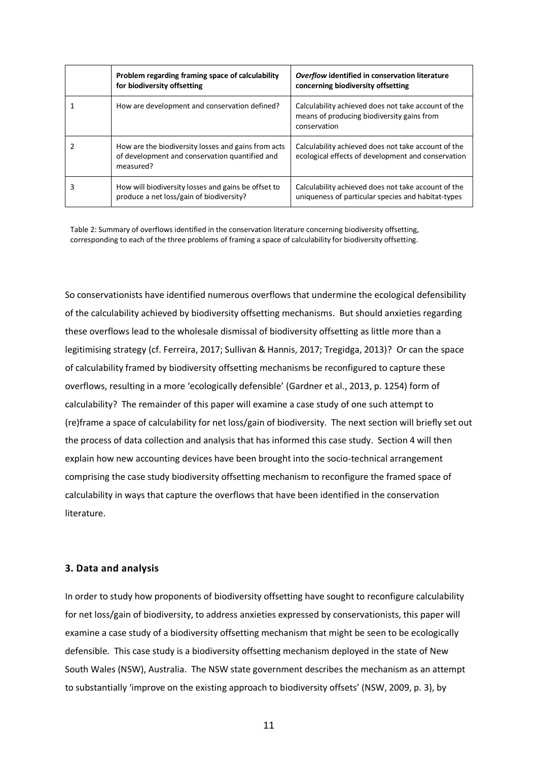| | **Problem regarding framing space of calculability for biodiversity offsetting** | ***Overflow* identified in conservation literature concerning biodiversity offsetting** |
|---|---|---|
| 1 | How are development and conservation defined? | Calculability achieved does not take account of the means of producing biodiversity gains from conservation |
| 2 | How are the biodiversity losses and gains from acts of development and conservation quantified and measured? | Calculability achieved does not take account of the ecological effects of development and conservation |
| 3 | How will biodiversity losses and gains be offset to produce a net loss/gain of biodiversity? | Calculability achieved does not take account of the uniqueness of particular species and habitat-types |

Table 2: Summary of overflows identified in the conservation literature concerning biodiversity offsetting, corresponding to each of the three problems of framing a space of calculability for biodiversity offsetting.

So conservationists have identified numerous overflows that undermine the ecological defensibility of the calculability achieved by biodiversity offsetting mechanisms. But should anxieties regarding these overflows lead to the wholesale dismissal of biodiversity offsetting as little more than a legitimising strategy (cf. Ferreira, 2017; Sullivan & Hannis, 2017; Tregidga, 2013)? Or can the space of calculability framed by biodiversity offsetting mechanisms be reconfigured to capture these overflows, resulting in a more 'ecologically defensible' (Gardner et al., 2013, p. 1254) form of calculability? The remainder of this paper will examine a case study of one such attempt to (re)frame a space of calculability for net loss/gain of biodiversity. The next section will briefly set out the process of data collection and analysis that has informed this case study. Section 4 will then explain how new accounting devices have been brought into the socio-technical arrangement comprising the case study biodiversity offsetting mechanism to reconfigure the framed space of calculability in ways that capture the overflows that have been identified in the conservation literature.

## 3. Data and analysis

In order to study how proponents of biodiversity offsetting have sought to reconfigure calculability for net loss/gain of biodiversity, to address anxieties expressed by conservationists, this paper will examine a case study of a biodiversity offsetting mechanism that might be seen to be ecologically defensible. This case study is a biodiversity offsetting mechanism deployed in the state of New South Wales (NSW), Australia. The NSW state government describes the mechanism as an attempt to substantially 'improve on the existing approach to biodiversity offsets' (NSW, 2009, p. 3), by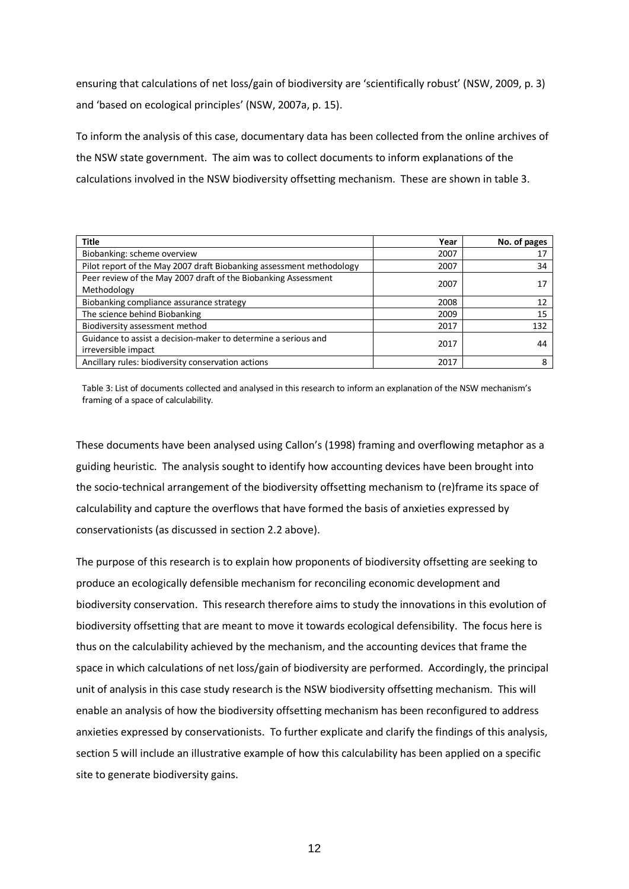ensuring that calculations of net loss/gain of biodiversity are 'scientifically robust' (NSW, 2009, p. 3) and 'based on ecological principles' (NSW, 2007a, p. 15).

To inform the analysis of this case, documentary data has been collected from the online archives of the NSW state government. The aim was to collect documents to inform explanations of the calculations involved in the NSW biodiversity offsetting mechanism. These are shown in table 3.

| Title | Year | No. of pages |
|---|---|---|
| Biobanking: scheme overview | 2007 | 17 |
| Pilot report of the May 2007 draft Biobanking assessment methodology | 2007 | 34 |
| Peer review of the May 2007 draft of the Biobanking Assessment Methodology | 2007 | 17 |
| Biobanking compliance assurance strategy | 2008 | 12 |
| The science behind Biobanking | 2009 | 15 |
| Biodiversity assessment method | 2017 | 132 |
| Guidance to assist a decision-maker to determine a serious and irreversible impact | 2017 | 44 |
| Ancillary rules: biodiversity conservation actions | 2017 | 8 |

Table 3: List of documents collected and analysed in this research to inform an explanation of the NSW mechanism's framing of a space of calculability.

These documents have been analysed using Callon's (1998) framing and overflowing metaphor as a guiding heuristic. The analysis sought to identify how accounting devices have been brought into the socio-technical arrangement of the biodiversity offsetting mechanism to (re)frame its space of calculability and capture the overflows that have formed the basis of anxieties expressed by conservationists (as discussed in section 2.2 above).

The purpose of this research is to explain how proponents of biodiversity offsetting are seeking to produce an ecologically defensible mechanism for reconciling economic development and biodiversity conservation. This research therefore aims to study the innovations in this evolution of biodiversity offsetting that are meant to move it towards ecological defensibility. The focus here is thus on the calculability achieved by the mechanism, and the accounting devices that frame the space in which calculations of net loss/gain of biodiversity are performed. Accordingly, the principal unit of analysis in this case study research is the NSW biodiversity offsetting mechanism. This will enable an analysis of how the biodiversity offsetting mechanism has been reconfigured to address anxieties expressed by conservationists. To further explicate and clarify the findings of this analysis, section 5 will include an illustrative example of how this calculability has been applied on a specific site to generate biodiversity gains.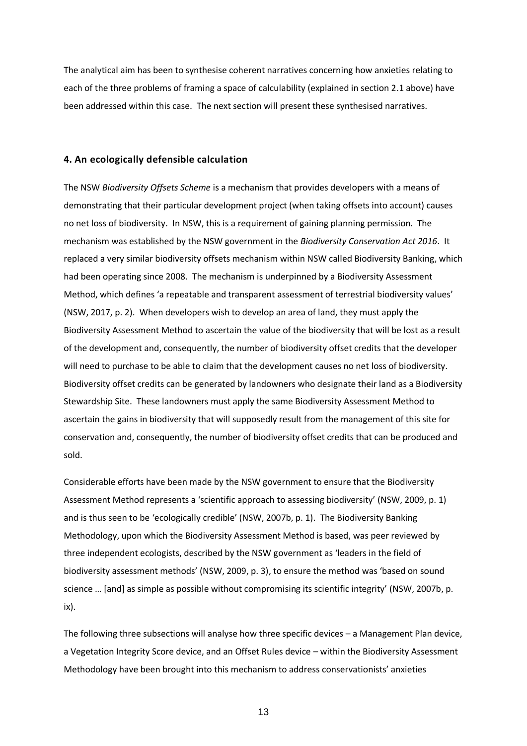The analytical aim has been to synthesise coherent narratives concerning how anxieties relating to each of the three problems of framing a space of calculability (explained in section 2.1 above) have been addressed within this case. The next section will present these synthesised narratives.

## 4. An ecologically defensible calculation

The NSW *Biodiversity Offsets Scheme* is a mechanism that provides developers with a means of demonstrating that their particular development project (when taking offsets into account) causes no net loss of biodiversity. In NSW, this is a requirement of gaining planning permission. The mechanism was established by the NSW government in the *Biodiversity Conservation Act 2016*. It replaced a very similar biodiversity offsets mechanism within NSW called Biodiversity Banking, which had been operating since 2008. The mechanism is underpinned by a Biodiversity Assessment Method, which defines 'a repeatable and transparent assessment of terrestrial biodiversity values' (NSW, 2017, p. 2). When developers wish to develop an area of land, they must apply the Biodiversity Assessment Method to ascertain the value of the biodiversity that will be lost as a result of the development and, consequently, the number of biodiversity offset credits that the developer will need to purchase to be able to claim that the development causes no net loss of biodiversity. Biodiversity offset credits can be generated by landowners who designate their land as a Biodiversity Stewardship Site. These landowners must apply the same Biodiversity Assessment Method to ascertain the gains in biodiversity that will supposedly result from the management of this site for conservation and, consequently, the number of biodiversity offset credits that can be produced and sold.

Considerable efforts have been made by the NSW government to ensure that the Biodiversity Assessment Method represents a 'scientific approach to assessing biodiversity' (NSW, 2009, p. 1) and is thus seen to be 'ecologically credible' (NSW, 2007b, p. 1). The Biodiversity Banking Methodology, upon which the Biodiversity Assessment Method is based, was peer reviewed by three independent ecologists, described by the NSW government as 'leaders in the field of biodiversity assessment methods' (NSW, 2009, p. 3), to ensure the method was 'based on sound science … [and] as simple as possible without compromising its scientific integrity' (NSW, 2007b, p. ix).

The following three subsections will analyse how three specific devices – a Management Plan device, a Vegetation Integrity Score device, and an Offset Rules device – within the Biodiversity Assessment Methodology have been brought into this mechanism to address conservationists' anxieties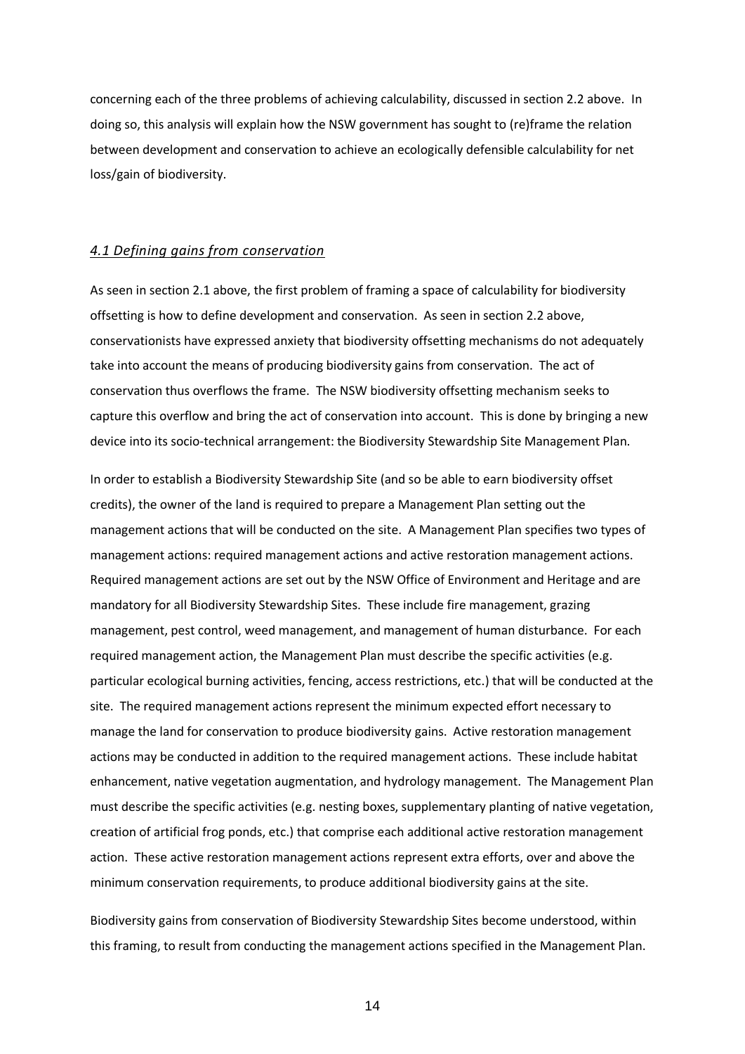concerning each of the three problems of achieving calculability, discussed in section 2.2 above. In doing so, this analysis will explain how the NSW government has sought to (re)frame the relation between development and conservation to achieve an ecologically defensible calculability for net loss/gain of biodiversity.

### *4.1 Defining gains from conservation*

As seen in section 2.1 above, the first problem of framing a space of calculability for biodiversity offsetting is how to define development and conservation. As seen in section 2.2 above, conservationists have expressed anxiety that biodiversity offsetting mechanisms do not adequately take into account the means of producing biodiversity gains from conservation. The act of conservation thus overflows the frame. The NSW biodiversity offsetting mechanism seeks to capture this overflow and bring the act of conservation into account. This is done by bringing a new device into its socio-technical arrangement: the Biodiversity Stewardship Site Management Plan.

In order to establish a Biodiversity Stewardship Site (and so be able to earn biodiversity offset credits), the owner of the land is required to prepare a Management Plan setting out the management actions that will be conducted on the site. A Management Plan specifies two types of management actions: required management actions and active restoration management actions. Required management actions are set out by the NSW Office of Environment and Heritage and are mandatory for all Biodiversity Stewardship Sites. These include fire management, grazing management, pest control, weed management, and management of human disturbance. For each required management action, the Management Plan must describe the specific activities (e.g. particular ecological burning activities, fencing, access restrictions, etc.) that will be conducted at the site. The required management actions represent the minimum expected effort necessary to manage the land for conservation to produce biodiversity gains. Active restoration management actions may be conducted in addition to the required management actions. These include habitat enhancement, native vegetation augmentation, and hydrology management. The Management Plan must describe the specific activities (e.g. nesting boxes, supplementary planting of native vegetation, creation of artificial frog ponds, etc.) that comprise each additional active restoration management action. These active restoration management actions represent extra efforts, over and above the minimum conservation requirements, to produce additional biodiversity gains at the site.

Biodiversity gains from conservation of Biodiversity Stewardship Sites become understood, within this framing, to result from conducting the management actions specified in the Management Plan.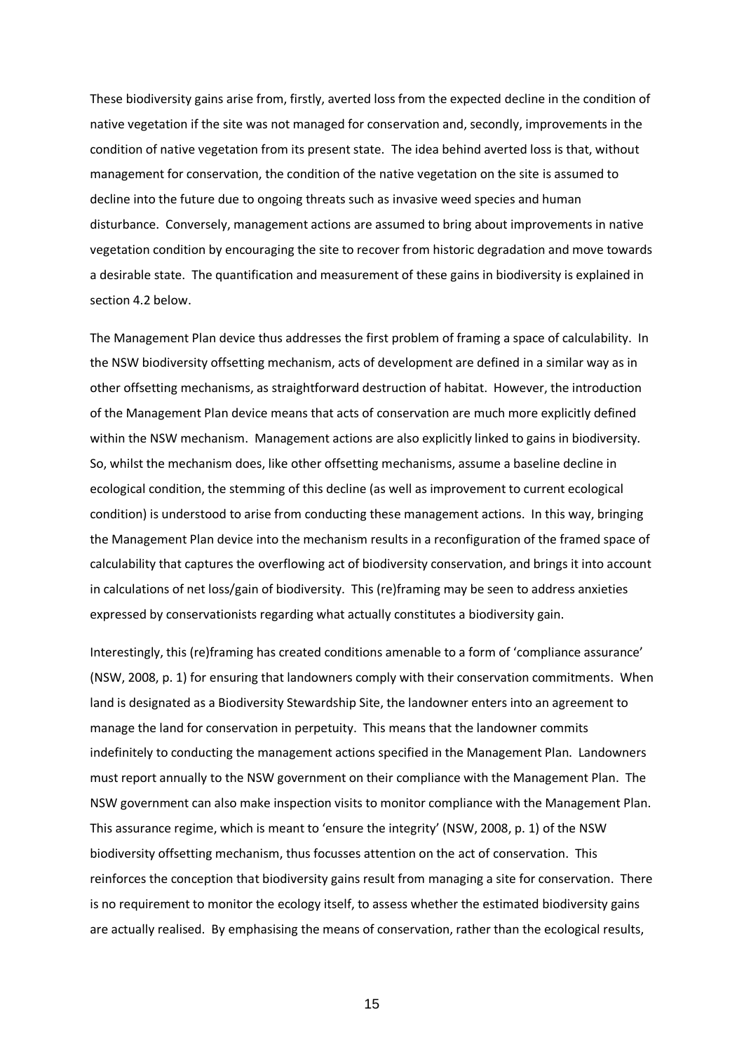These biodiversity gains arise from, firstly, averted loss from the expected decline in the condition of native vegetation if the site was not managed for conservation and, secondly, improvements in the condition of native vegetation from its present state. The idea behind averted loss is that, without management for conservation, the condition of the native vegetation on the site is assumed to decline into the future due to ongoing threats such as invasive weed species and human disturbance. Conversely, management actions are assumed to bring about improvements in native vegetation condition by encouraging the site to recover from historic degradation and move towards a desirable state. The quantification and measurement of these gains in biodiversity is explained in section 4.2 below.

The Management Plan device thus addresses the first problem of framing a space of calculability. In the NSW biodiversity offsetting mechanism, acts of development are defined in a similar way as in other offsetting mechanisms, as straightforward destruction of habitat. However, the introduction of the Management Plan device means that acts of conservation are much more explicitly defined within the NSW mechanism. Management actions are also explicitly linked to gains in biodiversity. So, whilst the mechanism does, like other offsetting mechanisms, assume a baseline decline in ecological condition, the stemming of this decline (as well as improvement to current ecological condition) is understood to arise from conducting these management actions. In this way, bringing the Management Plan device into the mechanism results in a reconfiguration of the framed space of calculability that captures the overflowing act of biodiversity conservation, and brings it into account in calculations of net loss/gain of biodiversity. This (re)framing may be seen to address anxieties expressed by conservationists regarding what actually constitutes a biodiversity gain.

Interestingly, this (re)framing has created conditions amenable to a form of 'compliance assurance' (NSW, 2008, p. 1) for ensuring that landowners comply with their conservation commitments. When land is designated as a Biodiversity Stewardship Site, the landowner enters into an agreement to manage the land for conservation in perpetuity. This means that the landowner commits indefinitely to conducting the management actions specified in the Management Plan. Landowners must report annually to the NSW government on their compliance with the Management Plan. The NSW government can also make inspection visits to monitor compliance with the Management Plan. This assurance regime, which is meant to 'ensure the integrity' (NSW, 2008, p. 1) of the NSW biodiversity offsetting mechanism, thus focusses attention on the act of conservation. This reinforces the conception that biodiversity gains result from managing a site for conservation. There is no requirement to monitor the ecology itself, to assess whether the estimated biodiversity gains are actually realised. By emphasising the means of conservation, rather than the ecological results,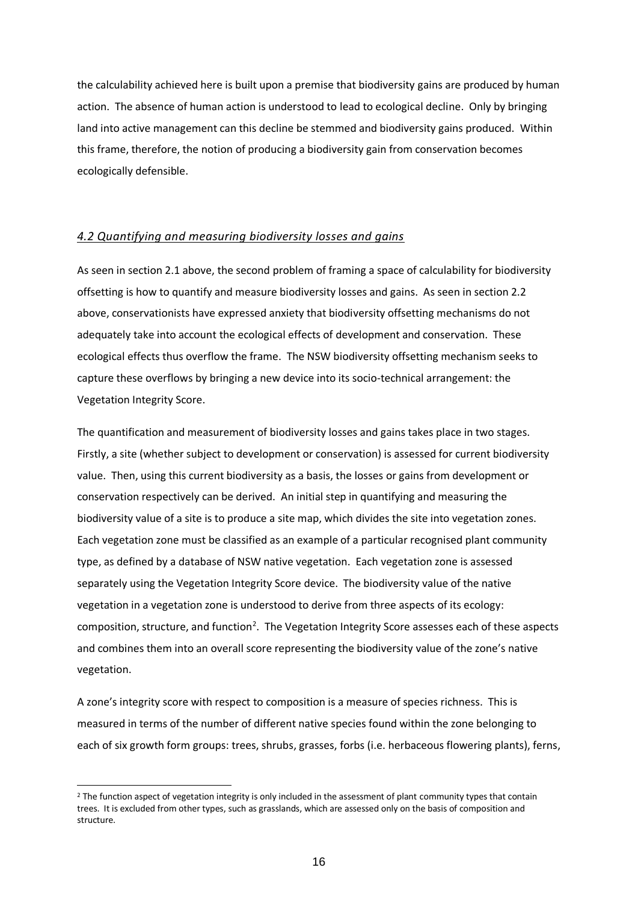the calculability achieved here is built upon a premise that biodiversity gains are produced by human action. The absence of human action is understood to lead to ecological decline. Only by bringing land into active management can this decline be stemmed and biodiversity gains produced. Within this frame, therefore, the notion of producing a biodiversity gain from conservation becomes ecologically defensible.

### *4.2 Quantifying and measuring biodiversity losses and gains*

As seen in section 2.1 above, the second problem of framing a space of calculability for biodiversity offsetting is how to quantify and measure biodiversity losses and gains. As seen in section 2.2 above, conservationists have expressed anxiety that biodiversity offsetting mechanisms do not adequately take into account the ecological effects of development and conservation. These ecological effects thus overflow the frame. The NSW biodiversity offsetting mechanism seeks to capture these overflows by bringing a new device into its socio-technical arrangement: the Vegetation Integrity Score.

The quantification and measurement of biodiversity losses and gains takes place in two stages. Firstly, a site (whether subject to development or conservation) is assessed for current biodiversity value. Then, using this current biodiversity as a basis, the losses or gains from development or conservation respectively can be derived. An initial step in quantifying and measuring the biodiversity value of a site is to produce a site map, which divides the site into vegetation zones. Each vegetation zone must be classified as an example of a particular recognised plant community type, as defined by a database of NSW native vegetation. Each vegetation zone is assessed separately using the Vegetation Integrity Score device. The biodiversity value of the native vegetation in a vegetation zone is understood to derive from three aspects of its ecology: composition, structure, and function[2]. The Vegetation Integrity Score assesses each of these aspects and combines them into an overall score representing the biodiversity value of the zone's native vegetation.

A zone's integrity score with respect to composition is a measure of species richness. This is measured in terms of the number of different native species found within the zone belonging to each of six growth form groups: trees, shrubs, grasses, forbs (i.e. herbaceous flowering plants), ferns,

[2] The function aspect of vegetation integrity is only included in the assessment of plant community types that contain trees. It is excluded from other types, such as grasslands, which are assessed only on the basis of composition and structure.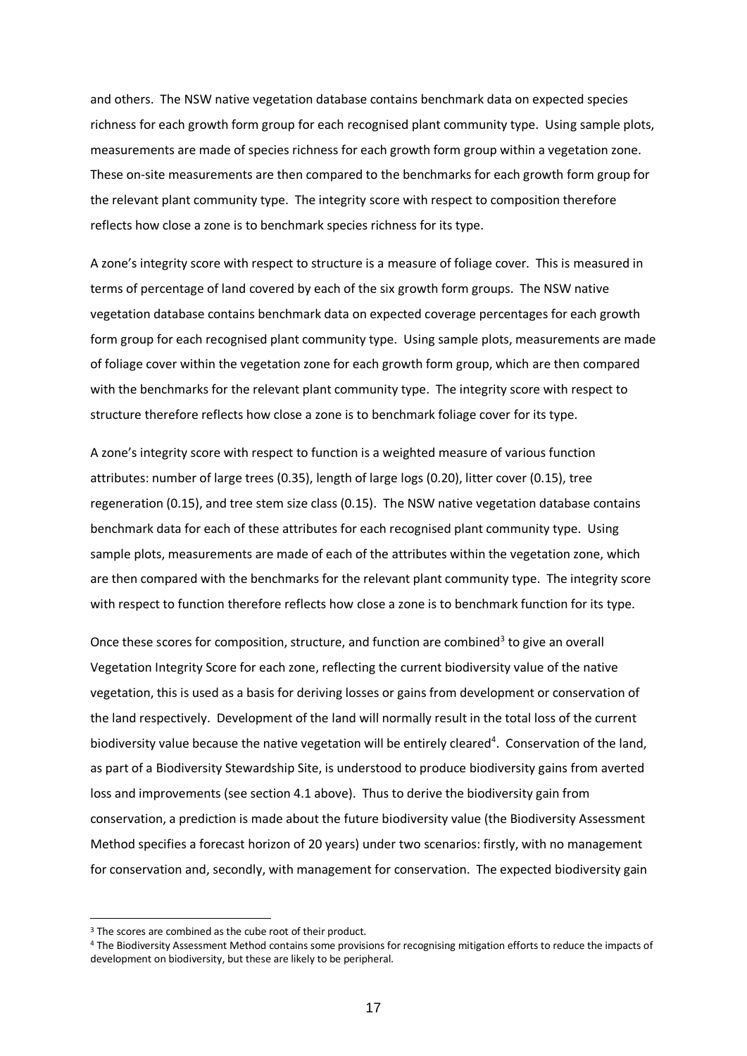and others. The NSW native vegetation database contains benchmark data on expected species richness for each growth form group for each recognised plant community type. Using sample plots, measurements are made of species richness for each growth form group within a vegetation zone. These on-site measurements are then compared to the benchmarks for each growth form group for the relevant plant community type. The integrity score with respect to composition therefore reflects how close a zone is to benchmark species richness for its type.

A zone's integrity score with respect to structure is a measure of foliage cover. This is measured in terms of percentage of land covered by each of the six growth form groups. The NSW native vegetation database contains benchmark data on expected coverage percentages for each growth form group for each recognised plant community type. Using sample plots, measurements are made of foliage cover within the vegetation zone for each growth form group, which are then compared with the benchmarks for the relevant plant community type. The integrity score with respect to structure therefore reflects how close a zone is to benchmark foliage cover for its type.

A zone's integrity score with respect to function is a weighted measure of various function attributes: number of large trees (0.35), length of large logs (0.20), litter cover (0.15), tree regeneration (0.15), and tree stem size class (0.15). The NSW native vegetation database contains benchmark data for each of these attributes for each recognised plant community type. Using sample plots, measurements are made of each of the attributes within the vegetation zone, which are then compared with the benchmarks for the relevant plant community type. The integrity score with respect to function therefore reflects how close a zone is to benchmark function for its type.

Once these scores for composition, structure, and function are combined[3] to give an overall Vegetation Integrity Score for each zone, reflecting the current biodiversity value of the native vegetation, this is used as a basis for deriving losses or gains from development or conservation of the land respectively. Development of the land will normally result in the total loss of the current biodiversity value because the native vegetation will be entirely cleared[4]. Conservation of the land, as part of a Biodiversity Stewardship Site, is understood to produce biodiversity gains from averted loss and improvements (see section 4.1 above). Thus to derive the biodiversity gain from conservation, a prediction is made about the future biodiversity value (the Biodiversity Assessment Method specifies a forecast horizon of 20 years) under two scenarios: firstly, with no management for conservation and, secondly, with management for conservation. The expected biodiversity gain

---

[3] The scores are combined as the cube root of their product.

[4] The Biodiversity Assessment Method contains some provisions for recognising mitigation efforts to reduce the impacts of development on biodiversity, but these are likely to be peripheral.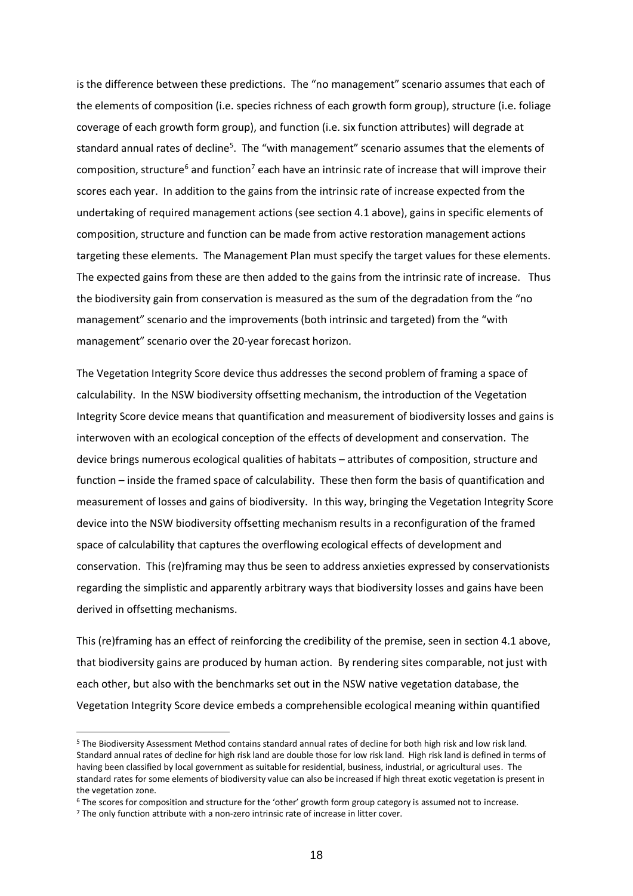is the difference between these predictions. The "no management" scenario assumes that each of the elements of composition (i.e. species richness of each growth form group), structure (i.e. foliage coverage of each growth form group), and function (i.e. six function attributes) will degrade at standard annual rates of decline[5]. The "with management" scenario assumes that the elements of composition, structure[6] and function[7] each have an intrinsic rate of increase that will improve their scores each year. In addition to the gains from the intrinsic rate of increase expected from the undertaking of required management actions (see section 4.1 above), gains in specific elements of composition, structure and function can be made from active restoration management actions targeting these elements. The Management Plan must specify the target values for these elements. The expected gains from these are then added to the gains from the intrinsic rate of increase. Thus the biodiversity gain from conservation is measured as the sum of the degradation from the "no management" scenario and the improvements (both intrinsic and targeted) from the "with management" scenario over the 20-year forecast horizon.

The Vegetation Integrity Score device thus addresses the second problem of framing a space of calculability. In the NSW biodiversity offsetting mechanism, the introduction of the Vegetation Integrity Score device means that quantification and measurement of biodiversity losses and gains is interwoven with an ecological conception of the effects of development and conservation. The device brings numerous ecological qualities of habitats – attributes of composition, structure and function – inside the framed space of calculability. These then form the basis of quantification and measurement of losses and gains of biodiversity. In this way, bringing the Vegetation Integrity Score device into the NSW biodiversity offsetting mechanism results in a reconfiguration of the framed space of calculability that captures the overflowing ecological effects of development and conservation. This (re)framing may thus be seen to address anxieties expressed by conservationists regarding the simplistic and apparently arbitrary ways that biodiversity losses and gains have been derived in offsetting mechanisms.

This (re)framing has an effect of reinforcing the credibility of the premise, seen in section 4.1 above, that biodiversity gains are produced by human action. By rendering sites comparable, not just with each other, but also with the benchmarks set out in the NSW native vegetation database, the Vegetation Integrity Score device embeds a comprehensible ecological meaning within quantified

[5] The Biodiversity Assessment Method contains standard annual rates of decline for both high risk and low risk land. Standard annual rates of decline for high risk land are double those for low risk land. High risk land is defined in terms of having been classified by local government as suitable for residential, business, industrial, or agricultural uses. The standard rates for some elements of biodiversity value can also be increased if high threat exotic vegetation is present in the vegetation zone.

[6] The scores for composition and structure for the 'other' growth form group category is assumed not to increase.

[7] The only function attribute with a non-zero intrinsic rate of increase in litter cover.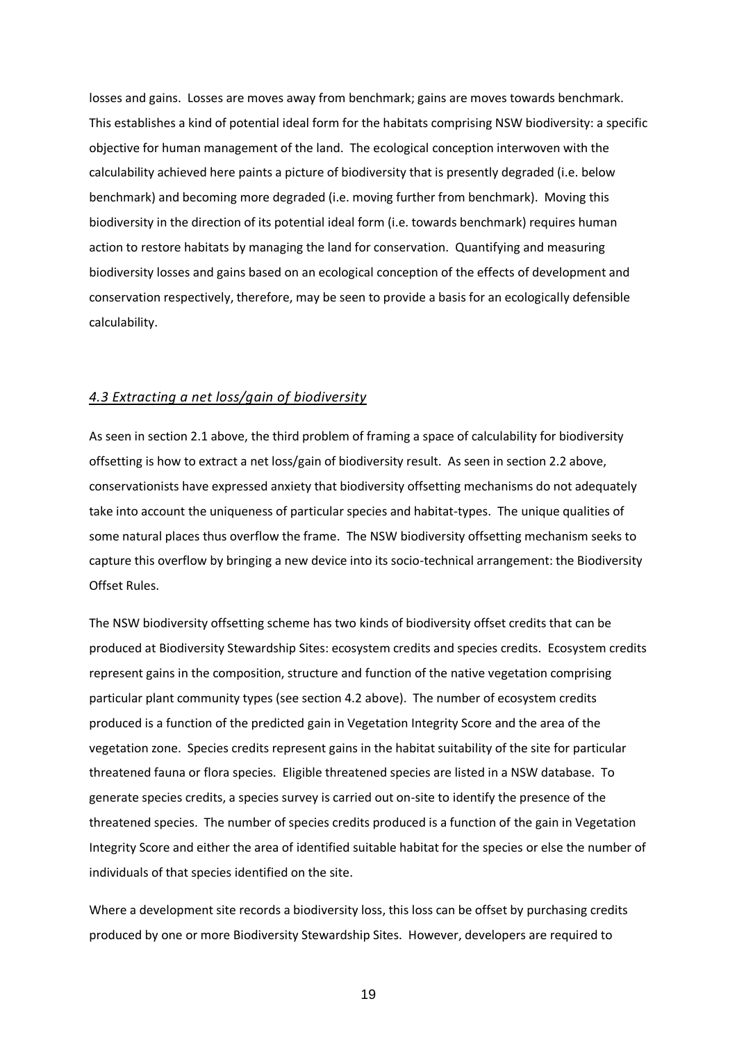losses and gains. Losses are moves away from benchmark; gains are moves towards benchmark. This establishes a kind of potential ideal form for the habitats comprising NSW biodiversity: a specific objective for human management of the land. The ecological conception interwoven with the calculability achieved here paints a picture of biodiversity that is presently degraded (i.e. below benchmark) and becoming more degraded (i.e. moving further from benchmark). Moving this biodiversity in the direction of its potential ideal form (i.e. towards benchmark) requires human action to restore habitats by managing the land for conservation. Quantifying and measuring biodiversity losses and gains based on an ecological conception of the effects of development and conservation respectively, therefore, may be seen to provide a basis for an ecologically defensible calculability.

### *4.3 Extracting a net loss/gain of biodiversity*

As seen in section 2.1 above, the third problem of framing a space of calculability for biodiversity offsetting is how to extract a net loss/gain of biodiversity result. As seen in section 2.2 above, conservationists have expressed anxiety that biodiversity offsetting mechanisms do not adequately take into account the uniqueness of particular species and habitat-types. The unique qualities of some natural places thus overflow the frame. The NSW biodiversity offsetting mechanism seeks to capture this overflow by bringing a new device into its socio-technical arrangement: the Biodiversity Offset Rules.

The NSW biodiversity offsetting scheme has two kinds of biodiversity offset credits that can be produced at Biodiversity Stewardship Sites: ecosystem credits and species credits. Ecosystem credits represent gains in the composition, structure and function of the native vegetation comprising particular plant community types (see section 4.2 above). The number of ecosystem credits produced is a function of the predicted gain in Vegetation Integrity Score and the area of the vegetation zone. Species credits represent gains in the habitat suitability of the site for particular threatened fauna or flora species. Eligible threatened species are listed in a NSW database. To generate species credits, a species survey is carried out on-site to identify the presence of the threatened species. The number of species credits produced is a function of the gain in Vegetation Integrity Score and either the area of identified suitable habitat for the species or else the number of individuals of that species identified on the site.

Where a development site records a biodiversity loss, this loss can be offset by purchasing credits produced by one or more Biodiversity Stewardship Sites. However, developers are required to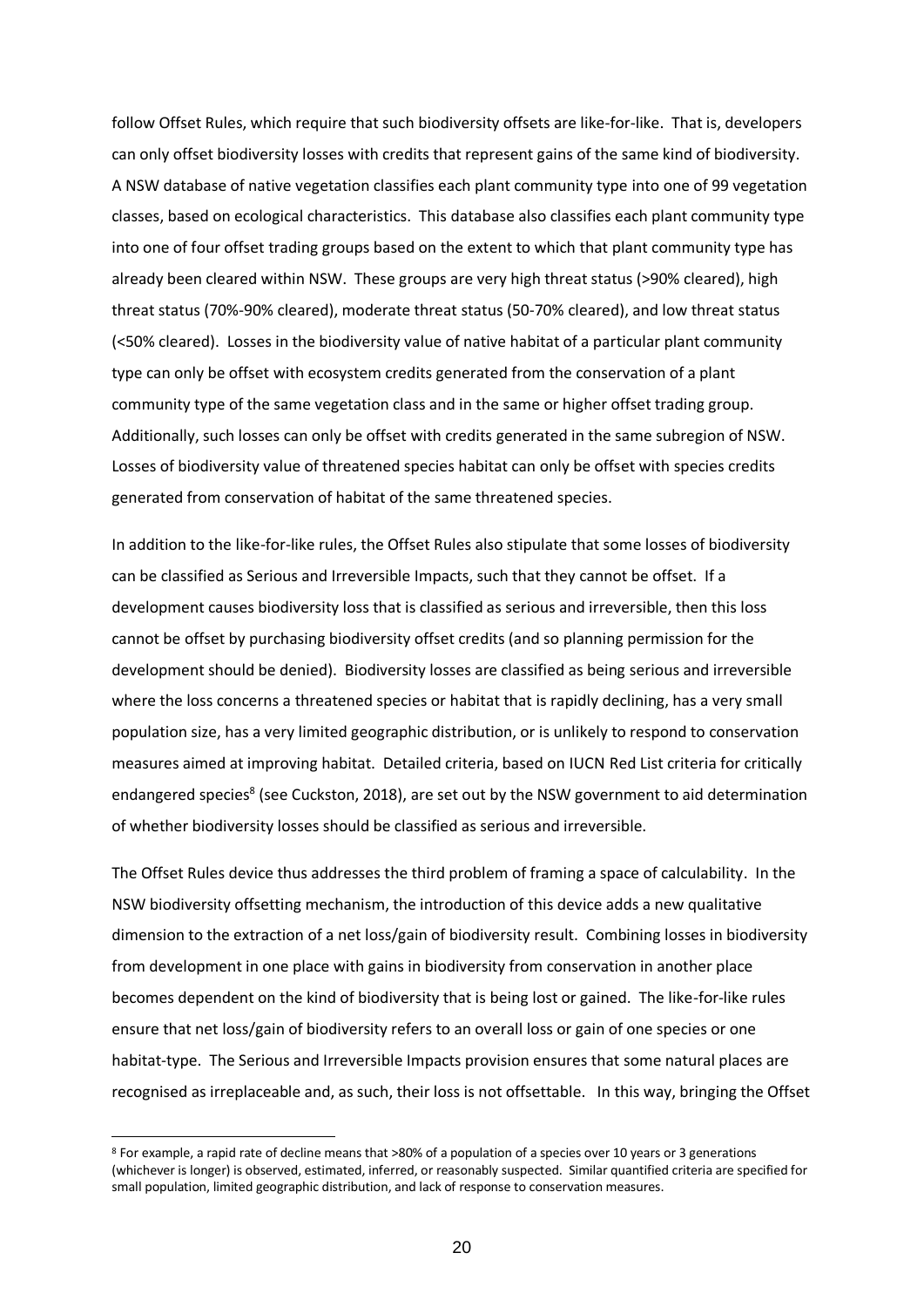follow Offset Rules, which require that such biodiversity offsets are like-for-like. That is, developers can only offset biodiversity losses with credits that represent gains of the same kind of biodiversity. A NSW database of native vegetation classifies each plant community type into one of 99 vegetation classes, based on ecological characteristics. This database also classifies each plant community type into one of four offset trading groups based on the extent to which that plant community type has already been cleared within NSW. These groups are very high threat status (>90% cleared), high threat status (70%-90% cleared), moderate threat status (50-70% cleared), and low threat status (<50% cleared). Losses in the biodiversity value of native habitat of a particular plant community type can only be offset with ecosystem credits generated from the conservation of a plant community type of the same vegetation class and in the same or higher offset trading group. Additionally, such losses can only be offset with credits generated in the same subregion of NSW. Losses of biodiversity value of threatened species habitat can only be offset with species credits generated from conservation of habitat of the same threatened species.

In addition to the like-for-like rules, the Offset Rules also stipulate that some losses of biodiversity can be classified as Serious and Irreversible Impacts, such that they cannot be offset. If a development causes biodiversity loss that is classified as serious and irreversible, then this loss cannot be offset by purchasing biodiversity offset credits (and so planning permission for the development should be denied). Biodiversity losses are classified as being serious and irreversible where the loss concerns a threatened species or habitat that is rapidly declining, has a very small population size, has a very limited geographic distribution, or is unlikely to respond to conservation measures aimed at improving habitat. Detailed criteria, based on IUCN Red List criteria for critically endangered species[8] (see Cuckston, 2018), are set out by the NSW government to aid determination of whether biodiversity losses should be classified as serious and irreversible.

The Offset Rules device thus addresses the third problem of framing a space of calculability. In the NSW biodiversity offsetting mechanism, the introduction of this device adds a new qualitative dimension to the extraction of a net loss/gain of biodiversity result. Combining losses in biodiversity from development in one place with gains in biodiversity from conservation in another place becomes dependent on the kind of biodiversity that is being lost or gained. The like-for-like rules ensure that net loss/gain of biodiversity refers to an overall loss or gain of one species or one habitat-type. The Serious and Irreversible Impacts provision ensures that some natural places are recognised as irreplaceable and, as such, their loss is not offsettable. In this way, bringing the Offset

[8] For example, a rapid rate of decline means that >80% of a population of a species over 10 years or 3 generations (whichever is longer) is observed, estimated, inferred, or reasonably suspected. Similar quantified criteria are specified for small population, limited geographic distribution, and lack of response to conservation measures.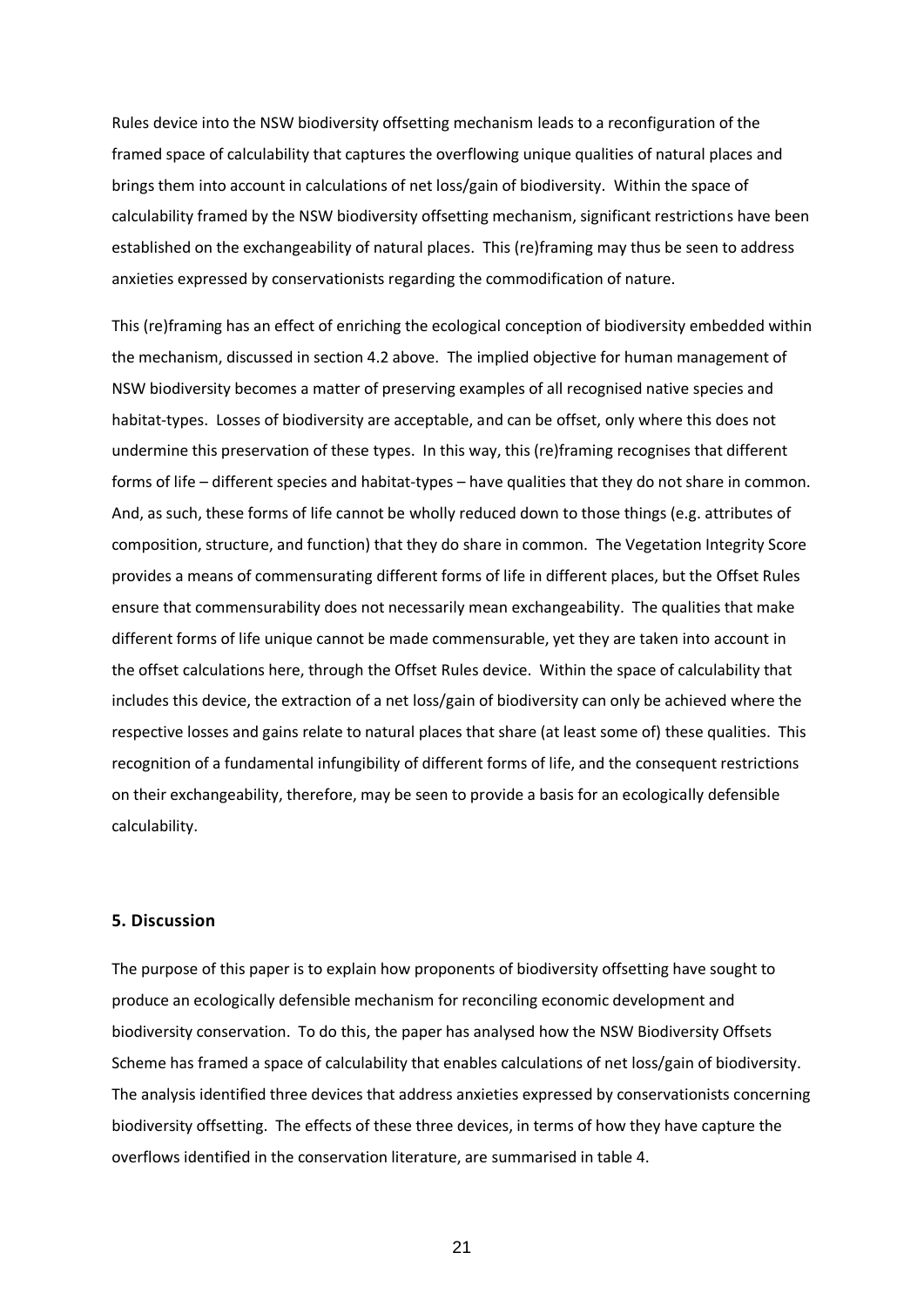Rules device into the NSW biodiversity offsetting mechanism leads to a reconfiguration of the framed space of calculability that captures the overflowing unique qualities of natural places and brings them into account in calculations of net loss/gain of biodiversity. Within the space of calculability framed by the NSW biodiversity offsetting mechanism, significant restrictions have been established on the exchangeability of natural places. This (re)framing may thus be seen to address anxieties expressed by conservationists regarding the commodification of nature.

This (re)framing has an effect of enriching the ecological conception of biodiversity embedded within the mechanism, discussed in section 4.2 above. The implied objective for human management of NSW biodiversity becomes a matter of preserving examples of all recognised native species and habitat-types. Losses of biodiversity are acceptable, and can be offset, only where this does not undermine this preservation of these types. In this way, this (re)framing recognises that different forms of life – different species and habitat-types – have qualities that they do not share in common. And, as such, these forms of life cannot be wholly reduced down to those things (e.g. attributes of composition, structure, and function) that they do share in common. The Vegetation Integrity Score provides a means of commensurating different forms of life in different places, but the Offset Rules ensure that commensurability does not necessarily mean exchangeability. The qualities that make different forms of life unique cannot be made commensurable, yet they are taken into account in the offset calculations here, through the Offset Rules device. Within the space of calculability that includes this device, the extraction of a net loss/gain of biodiversity can only be achieved where the respective losses and gains relate to natural places that share (at least some of) these qualities. This recognition of a fundamental infungibility of different forms of life, and the consequent restrictions on their exchangeability, therefore, may be seen to provide a basis for an ecologically defensible calculability.

## 5. Discussion

The purpose of this paper is to explain how proponents of biodiversity offsetting have sought to produce an ecologically defensible mechanism for reconciling economic development and biodiversity conservation. To do this, the paper has analysed how the NSW Biodiversity Offsets Scheme has framed a space of calculability that enables calculations of net loss/gain of biodiversity. The analysis identified three devices that address anxieties expressed by conservationists concerning biodiversity offsetting. The effects of these three devices, in terms of how they have capture the overflows identified in the conservation literature, are summarised in table 4.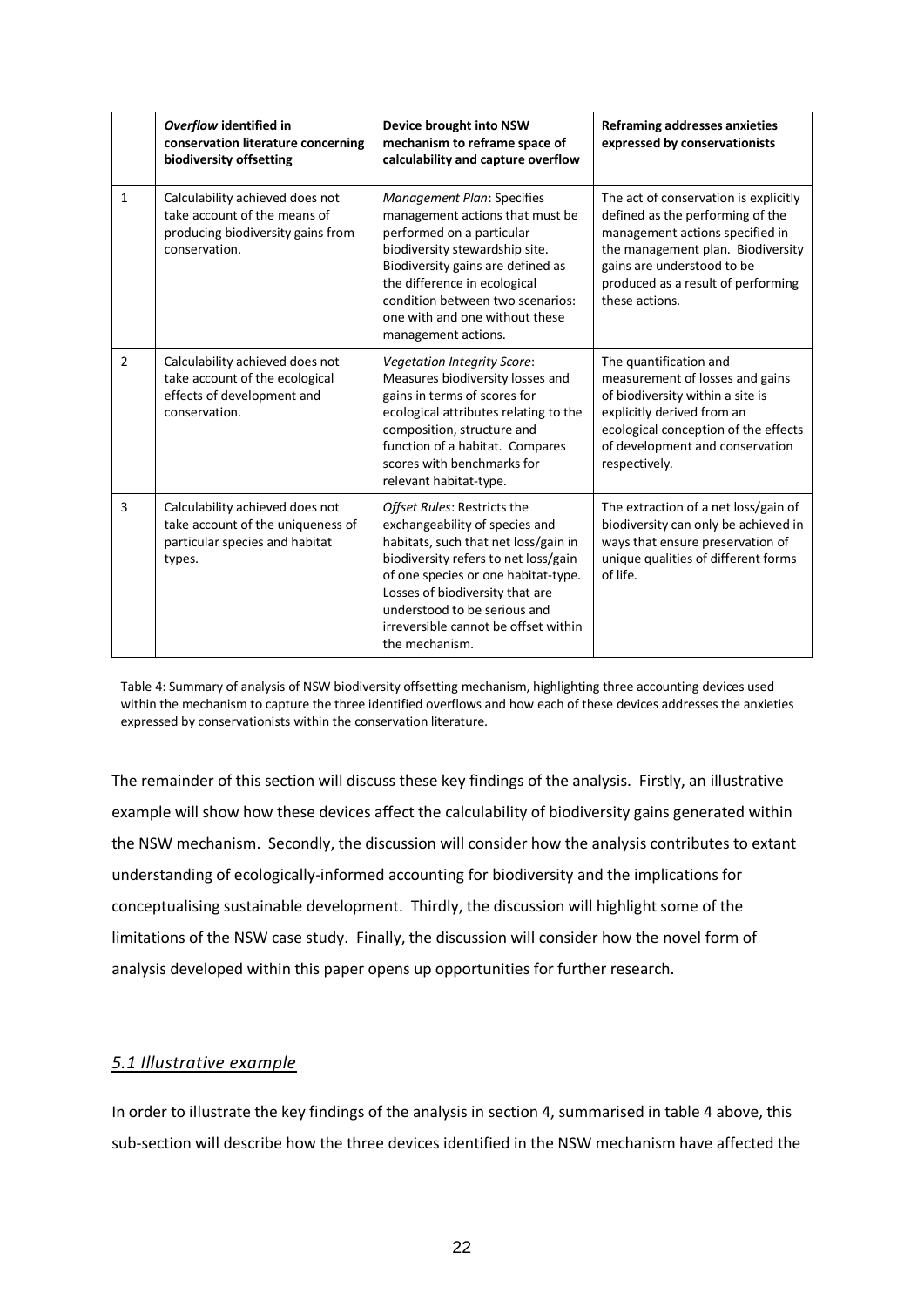| | *Overflow* identified in conservation literature concerning biodiversity offsetting | Device brought into NSW mechanism to reframe space of calculability and capture overflow | Reframing addresses anxieties expressed by conservationists |
|---|---|---|---|
| 1 | Calculability achieved does not take account of the means of producing biodiversity gains from conservation. | *Management Plan*: Specifies management actions that must be performed on a particular biodiversity stewardship site. Biodiversity gains are defined as the difference in ecological condition between two scenarios: one with and one without these management actions. | The act of conservation is explicitly defined as the performing of the management actions specified in the management plan. Biodiversity gains are understood to be produced as a result of performing these actions. |
| 2 | Calculability achieved does not take account of the ecological effects of development and conservation. | *Vegetation Integrity Score*: Measures biodiversity losses and gains in terms of scores for ecological attributes relating to the composition, structure and function of a habitat. Compares scores with benchmarks for relevant habitat-type. | The quantification and measurement of losses and gains of biodiversity within a site is explicitly derived from an ecological conception of the effects of development and conservation respectively. |
| 3 | Calculability achieved does not take account of the uniqueness of particular species and habitat types. | *Offset Rules*: Restricts the exchangeability of species and habitats, such that net loss/gain in biodiversity refers to net loss/gain of one species or one habitat-type. Losses of biodiversity that are understood to be serious and irreversible cannot be offset within the mechanism. | The extraction of a net loss/gain of biodiversity can only be achieved in ways that ensure preservation of unique qualities of different forms of life. |

Table 4: Summary of analysis of NSW biodiversity offsetting mechanism, highlighting three accounting devices used within the mechanism to capture the three identified overflows and how each of these devices addresses the anxieties expressed by conservationists within the conservation literature.

The remainder of this section will discuss these key findings of the analysis. Firstly, an illustrative example will show how these devices affect the calculability of biodiversity gains generated within the NSW mechanism. Secondly, the discussion will consider how the analysis contributes to extant understanding of ecologically-informed accounting for biodiversity and the implications for conceptualising sustainable development. Thirdly, the discussion will highlight some of the limitations of the NSW case study. Finally, the discussion will consider how the novel form of analysis developed within this paper opens up opportunities for further research.

### *5.1 Illustrative example*

In order to illustrate the key findings of the analysis in section 4, summarised in table 4 above, this sub-section will describe how the three devices identified in the NSW mechanism have affected the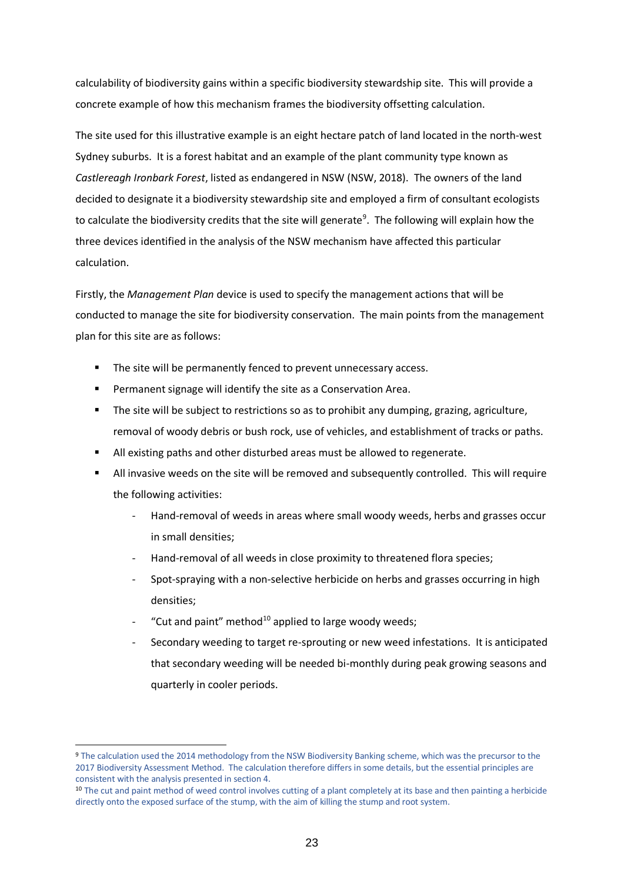calculability of biodiversity gains within a specific biodiversity stewardship site. This will provide a concrete example of how this mechanism frames the biodiversity offsetting calculation.

The site used for this illustrative example is an eight hectare patch of land located in the north-west Sydney suburbs. It is a forest habitat and an example of the plant community type known as *Castlereagh Ironbark Forest*, listed as endangered in NSW (NSW, 2018). The owners of the land decided to designate it a biodiversity stewardship site and employed a firm of consultant ecologists to calculate the biodiversity credits that the site will generate[9]. The following will explain how the three devices identified in the analysis of the NSW mechanism have affected this particular calculation.

Firstly, the *Management Plan* device is used to specify the management actions that will be conducted to manage the site for biodiversity conservation. The main points from the management plan for this site are as follows:

- The site will be permanently fenced to prevent unnecessary access.
- Permanent signage will identify the site as a Conservation Area.
- The site will be subject to restrictions so as to prohibit any dumping, grazing, agriculture, removal of woody debris or bush rock, use of vehicles, and establishment of tracks or paths.
- All existing paths and other disturbed areas must be allowed to regenerate.
- All invasive weeds on the site will be removed and subsequently controlled. This will require the following activities:
  - Hand-removal of weeds in areas where small woody weeds, herbs and grasses occur in small densities;
  - Hand-removal of all weeds in close proximity to threatened flora species;
  - Spot-spraying with a non-selective herbicide on herbs and grasses occurring in high densities;
  - "Cut and paint" method[10] applied to large woody weeds;
  - Secondary weeding to target re-sprouting or new weed infestations. It is anticipated that secondary weeding will be needed bi-monthly during peak growing seasons and quarterly in cooler periods.

---

[9] The calculation used the 2014 methodology from the NSW Biodiversity Banking scheme, which was the precursor to the 2017 Biodiversity Assessment Method. The calculation therefore differs in some details, but the essential principles are consistent with the analysis presented in section 4.

[10] The cut and paint method of weed control involves cutting of a plant completely at its base and then painting a herbicide directly onto the exposed surface of the stump, with the aim of killing the stump and root system.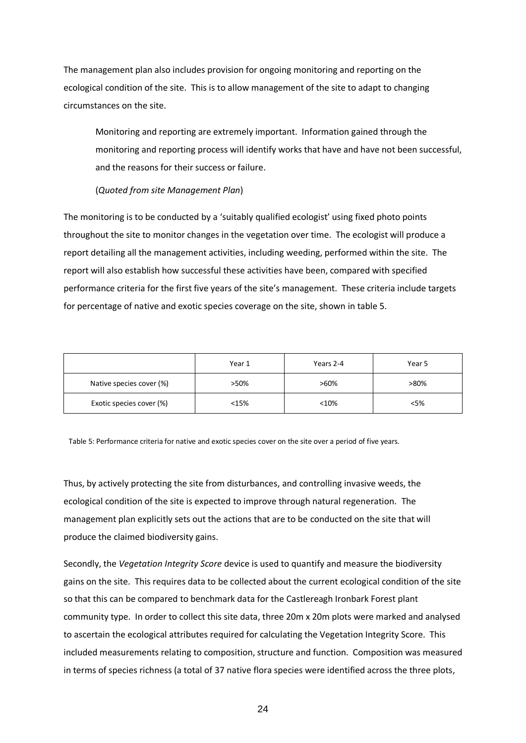The management plan also includes provision for ongoing monitoring and reporting on the ecological condition of the site. This is to allow management of the site to adapt to changing circumstances on the site.

> Monitoring and reporting are extremely important. Information gained through the monitoring and reporting process will identify works that have and have not been successful, and the reasons for their success or failure.
>
> (*Quoted from site Management Plan*)

The monitoring is to be conducted by a 'suitably qualified ecologist' using fixed photo points throughout the site to monitor changes in the vegetation over time. The ecologist will produce a report detailing all the management activities, including weeding, performed within the site. The report will also establish how successful these activities have been, compared with specified performance criteria for the first five years of the site's management. These criteria include targets for percentage of native and exotic species coverage on the site, shown in table 5.

| | Year 1 | Years 2-4 | Year 5 |
|---|---|---|---|
| Native species cover (%) | >50% | >60% | >80% |
| Exotic species cover (%) | <15% | <10% | <5% |

Table 5: Performance criteria for native and exotic species cover on the site over a period of five years.

Thus, by actively protecting the site from disturbances, and controlling invasive weeds, the ecological condition of the site is expected to improve through natural regeneration. The management plan explicitly sets out the actions that are to be conducted on the site that will produce the claimed biodiversity gains.

Secondly, the *Vegetation Integrity Score* device is used to quantify and measure the biodiversity gains on the site. This requires data to be collected about the current ecological condition of the site so that this can be compared to benchmark data for the Castlereagh Ironbark Forest plant community type. In order to collect this site data, three 20m x 20m plots were marked and analysed to ascertain the ecological attributes required for calculating the Vegetation Integrity Score. This included measurements relating to composition, structure and function. Composition was measured in terms of species richness (a total of 37 native flora species were identified across the three plots,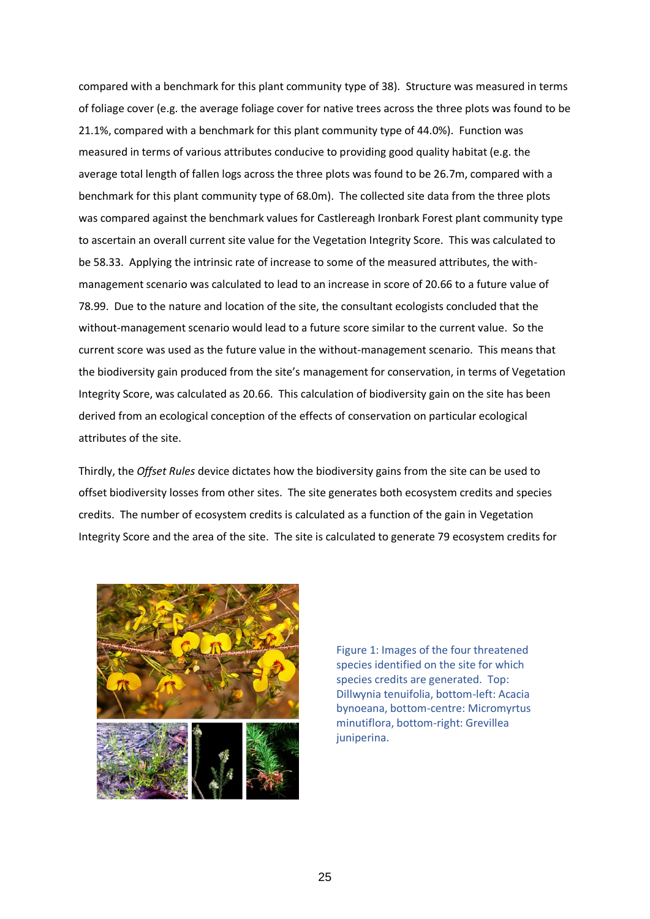compared with a benchmark for this plant community type of 38). Structure was measured in terms of foliage cover (e.g. the average foliage cover for native trees across the three plots was found to be 21.1%, compared with a benchmark for this plant community type of 44.0%). Function was measured in terms of various attributes conducive to providing good quality habitat (e.g. the average total length of fallen logs across the three plots was found to be 26.7m, compared with a benchmark for this plant community type of 68.0m). The collected site data from the three plots was compared against the benchmark values for Castlereagh Ironbark Forest plant community type to ascertain an overall current site value for the Vegetation Integrity Score. This was calculated to be 58.33. Applying the intrinsic rate of increase to some of the measured attributes, the with-management scenario was calculated to lead to an increase in score of 20.66 to a future value of 78.99. Due to the nature and location of the site, the consultant ecologists concluded that the without-management scenario would lead to a future score similar to the current value. So the current score was used as the future value in the without-management scenario. This means that the biodiversity gain produced from the site's management for conservation, in terms of Vegetation Integrity Score, was calculated as 20.66. This calculation of biodiversity gain on the site has been derived from an ecological conception of the effects of conservation on particular ecological attributes of the site.

Thirdly, the *Offset Rules* device dictates how the biodiversity gains from the site can be used to offset biodiversity losses from other sites. The site generates both ecosystem credits and species credits. The number of ecosystem credits is calculated as a function of the gain in Vegetation Integrity Score and the area of the site. The site is calculated to generate 79 ecosystem credits for

Figure 1: Images of the four threatened species identified on the site for which species credits are generated. Top: Dillwynia tenuifolia, bottom-left: Acacia bynoeana, bottom-centre: Micromyrtus minutiflora, bottom-right: Grevillea juniperina.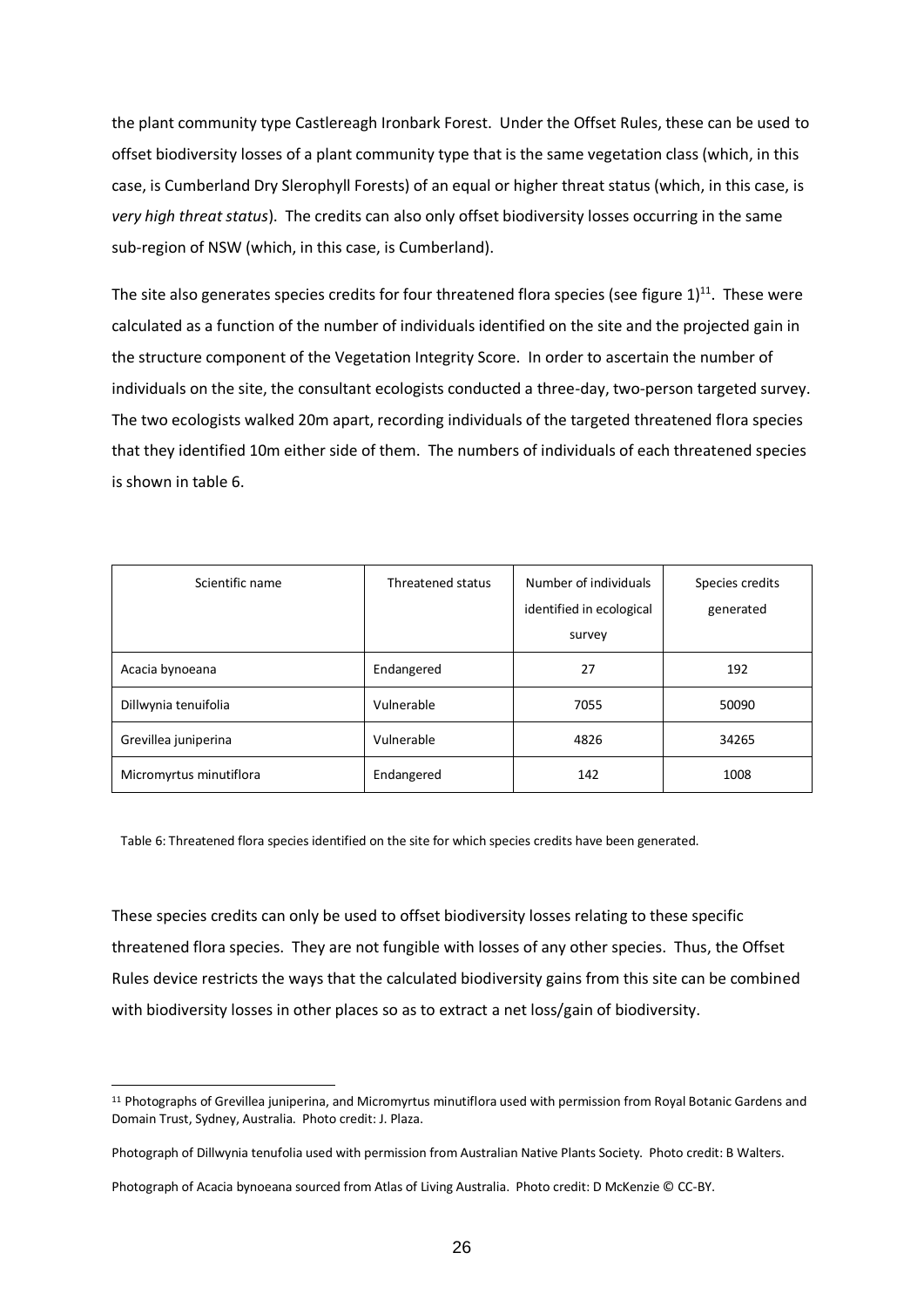the plant community type Castlereagh Ironbark Forest. Under the Offset Rules, these can be used to offset biodiversity losses of a plant community type that is the same vegetation class (which, in this case, is Cumberland Dry Slerophyll Forests) of an equal or higher threat status (which, in this case, is *very high threat status*). The credits can also only offset biodiversity losses occurring in the same sub-region of NSW (which, in this case, is Cumberland).

The site also generates species credits for four threatened flora species (see figure 1)[11]. These were calculated as a function of the number of individuals identified on the site and the projected gain in the structure component of the Vegetation Integrity Score. In order to ascertain the number of individuals on the site, the consultant ecologists conducted a three-day, two-person targeted survey. The two ecologists walked 20m apart, recording individuals of the targeted threatened flora species that they identified 10m either side of them. The numbers of individuals of each threatened species is shown in table 6.

| Scientific name | Threatened status | Number of individuals identified in ecological survey | Species credits generated |
|---|---|---|---|
| Acacia bynoeana | Endangered | 27 | 192 |
| Dillwynia tenuifolia | Vulnerable | 7055 | 50090 |
| Grevillea juniperina | Vulnerable | 4826 | 34265 |
| Micromyrtus minutiflora | Endangered | 142 | 1008 |

Table 6: Threatened flora species identified on the site for which species credits have been generated.

These species credits can only be used to offset biodiversity losses relating to these specific threatened flora species. They are not fungible with losses of any other species. Thus, the Offset Rules device restricts the ways that the calculated biodiversity gains from this site can be combined with biodiversity losses in other places so as to extract a net loss/gain of biodiversity.

[11] Photographs of Grevillea juniperina, and Micromyrtus minutiflora used with permission from Royal Botanic Gardens and Domain Trust, Sydney, Australia. Photo credit: J. Plaza.

Photograph of Dillwynia tenufolia used with permission from Australian Native Plants Society. Photo credit: B Walters.

Photograph of Acacia bynoeana sourced from Atlas of Living Australia. Photo credit: D McKenzie © CC-BY.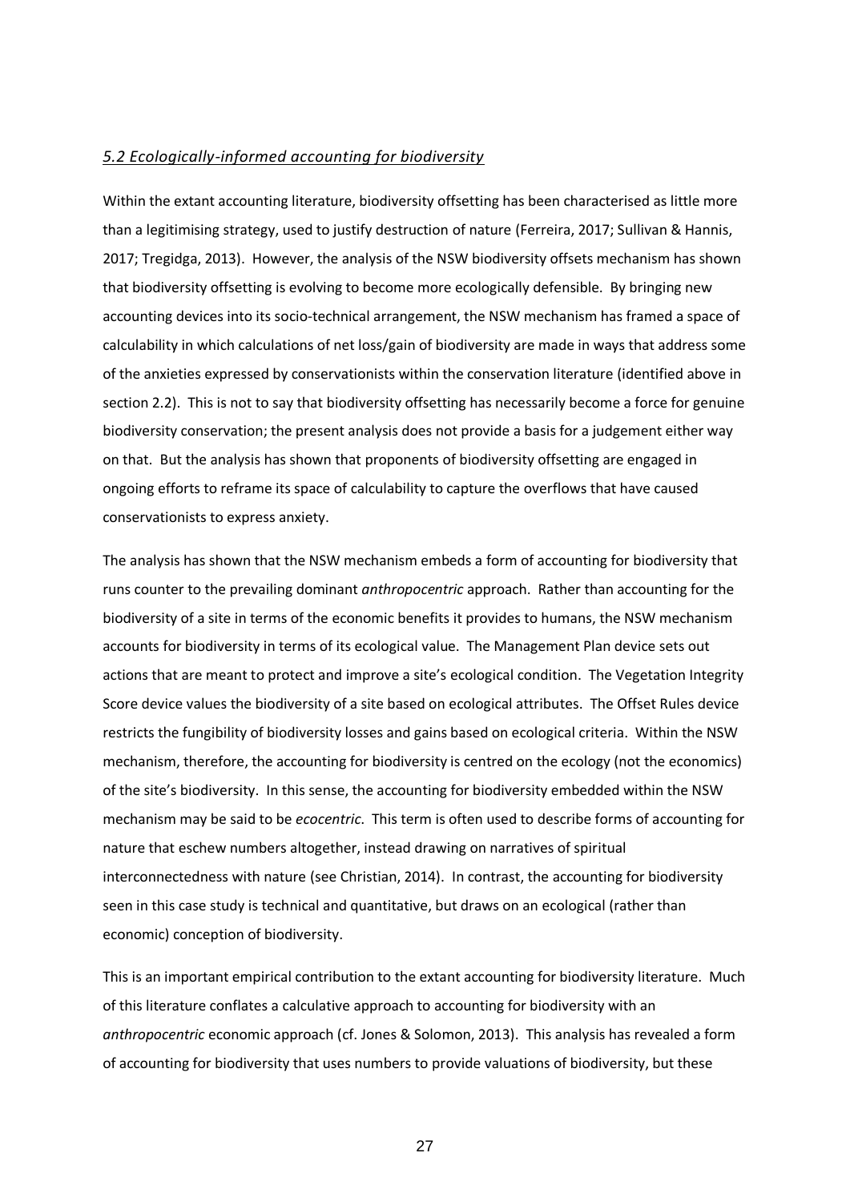### *5.2 Ecologically-informed accounting for biodiversity*

Within the extant accounting literature, biodiversity offsetting has been characterised as little more than a legitimising strategy, used to justify destruction of nature (Ferreira, 2017; Sullivan & Hannis, 2017; Tregidga, 2013). However, the analysis of the NSW biodiversity offsets mechanism has shown that biodiversity offsetting is evolving to become more ecologically defensible. By bringing new accounting devices into its socio-technical arrangement, the NSW mechanism has framed a space of calculability in which calculations of net loss/gain of biodiversity are made in ways that address some of the anxieties expressed by conservationists within the conservation literature (identified above in section 2.2). This is not to say that biodiversity offsetting has necessarily become a force for genuine biodiversity conservation; the present analysis does not provide a basis for a judgement either way on that. But the analysis has shown that proponents of biodiversity offsetting are engaged in ongoing efforts to reframe its space of calculability to capture the overflows that have caused conservationists to express anxiety.

The analysis has shown that the NSW mechanism embeds a form of accounting for biodiversity that runs counter to the prevailing dominant *anthropocentric* approach. Rather than accounting for the biodiversity of a site in terms of the economic benefits it provides to humans, the NSW mechanism accounts for biodiversity in terms of its ecological value. The Management Plan device sets out actions that are meant to protect and improve a site's ecological condition. The Vegetation Integrity Score device values the biodiversity of a site based on ecological attributes. The Offset Rules device restricts the fungibility of biodiversity losses and gains based on ecological criteria. Within the NSW mechanism, therefore, the accounting for biodiversity is centred on the ecology (not the economics) of the site's biodiversity. In this sense, the accounting for biodiversity embedded within the NSW mechanism may be said to be *ecocentric*. This term is often used to describe forms of accounting for nature that eschew numbers altogether, instead drawing on narratives of spiritual interconnectedness with nature (see Christian, 2014). In contrast, the accounting for biodiversity seen in this case study is technical and quantitative, but draws on an ecological (rather than economic) conception of biodiversity.

This is an important empirical contribution to the extant accounting for biodiversity literature. Much of this literature conflates a calculative approach to accounting for biodiversity with an *anthropocentric* economic approach (cf. Jones & Solomon, 2013). This analysis has revealed a form of accounting for biodiversity that uses numbers to provide valuations of biodiversity, but these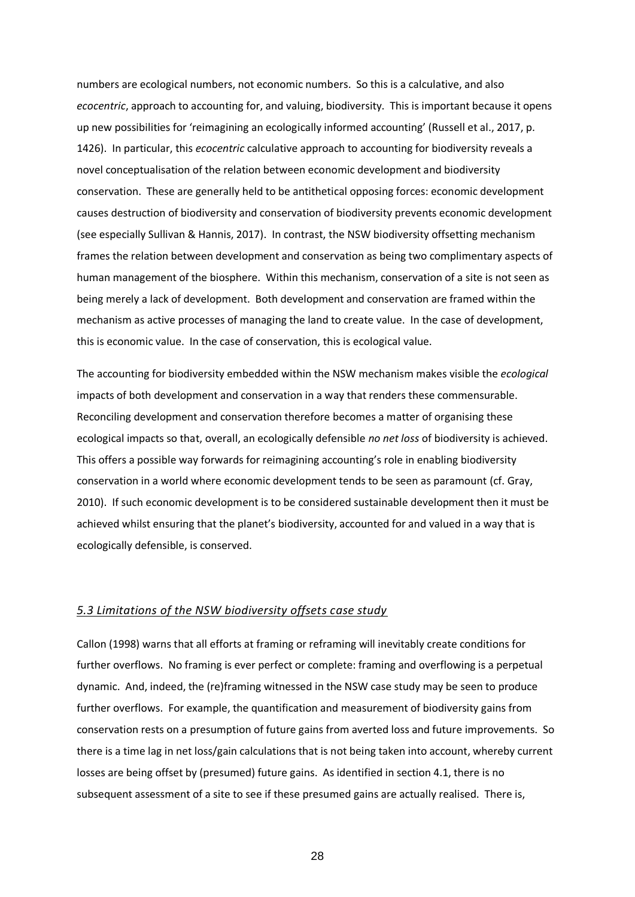numbers are ecological numbers, not economic numbers. So this is a calculative, and also *ecocentric*, approach to accounting for, and valuing, biodiversity. This is important because it opens up new possibilities for 'reimagining an ecologically informed accounting' (Russell et al., 2017, p. 1426). In particular, this *ecocentric* calculative approach to accounting for biodiversity reveals a novel conceptualisation of the relation between economic development and biodiversity conservation. These are generally held to be antithetical opposing forces: economic development causes destruction of biodiversity and conservation of biodiversity prevents economic development (see especially Sullivan & Hannis, 2017). In contrast, the NSW biodiversity offsetting mechanism frames the relation between development and conservation as being two complimentary aspects of human management of the biosphere. Within this mechanism, conservation of a site is not seen as being merely a lack of development. Both development and conservation are framed within the mechanism as active processes of managing the land to create value. In the case of development, this is economic value. In the case of conservation, this is ecological value.

The accounting for biodiversity embedded within the NSW mechanism makes visible the *ecological* impacts of both development and conservation in a way that renders these commensurable. Reconciling development and conservation therefore becomes a matter of organising these ecological impacts so that, overall, an ecologically defensible *no net loss* of biodiversity is achieved. This offers a possible way forwards for reimagining accounting's role in enabling biodiversity conservation in a world where economic development tends to be seen as paramount (cf. Gray, 2010). If such economic development is to be considered sustainable development then it must be achieved whilst ensuring that the planet's biodiversity, accounted for and valued in a way that is ecologically defensible, is conserved.

### *5.3 Limitations of the NSW biodiversity offsets case study*

Callon (1998) warns that all efforts at framing or reframing will inevitably create conditions for further overflows. No framing is ever perfect or complete: framing and overflowing is a perpetual dynamic. And, indeed, the (re)framing witnessed in the NSW case study may be seen to produce further overflows. For example, the quantification and measurement of biodiversity gains from conservation rests on a presumption of future gains from averted loss and future improvements. So there is a time lag in net loss/gain calculations that is not being taken into account, whereby current losses are being offset by (presumed) future gains. As identified in section 4.1, there is no subsequent assessment of a site to see if these presumed gains are actually realised. There is,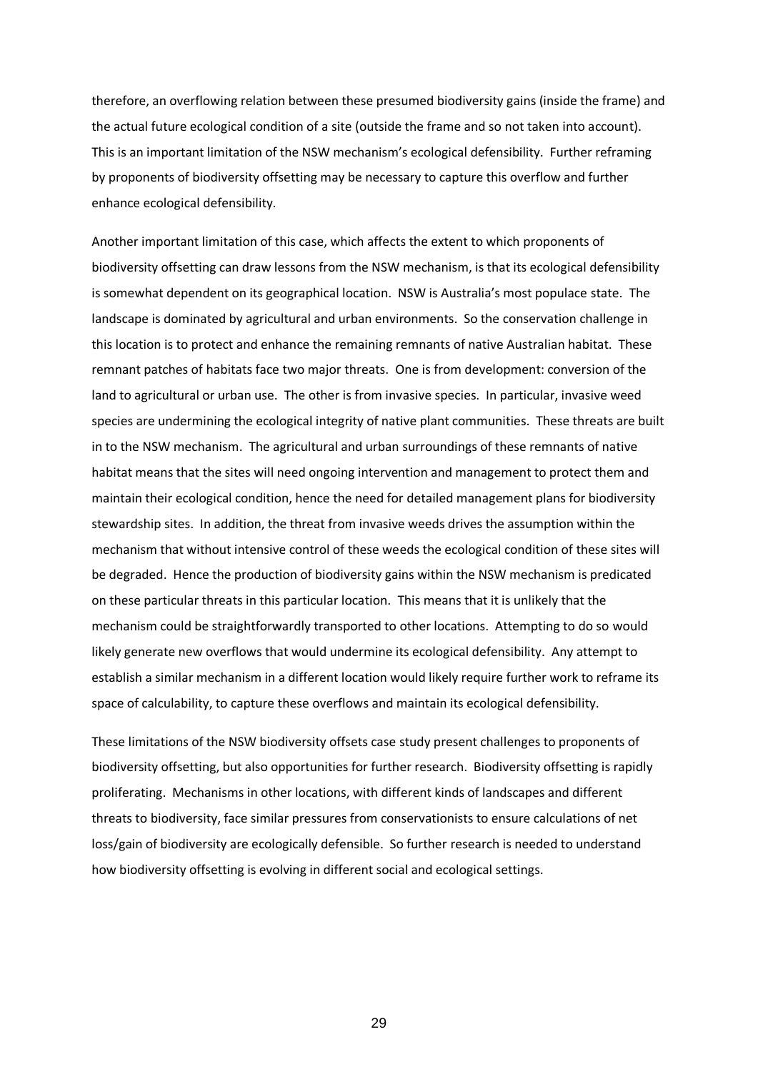therefore, an overflowing relation between these presumed biodiversity gains (inside the frame) and the actual future ecological condition of a site (outside the frame and so not taken into account). This is an important limitation of the NSW mechanism's ecological defensibility. Further reframing by proponents of biodiversity offsetting may be necessary to capture this overflow and further enhance ecological defensibility.

Another important limitation of this case, which affects the extent to which proponents of biodiversity offsetting can draw lessons from the NSW mechanism, is that its ecological defensibility is somewhat dependent on its geographical location. NSW is Australia's most populace state. The landscape is dominated by agricultural and urban environments. So the conservation challenge in this location is to protect and enhance the remaining remnants of native Australian habitat. These remnant patches of habitats face two major threats. One is from development: conversion of the land to agricultural or urban use. The other is from invasive species. In particular, invasive weed species are undermining the ecological integrity of native plant communities. These threats are built in to the NSW mechanism. The agricultural and urban surroundings of these remnants of native habitat means that the sites will need ongoing intervention and management to protect them and maintain their ecological condition, hence the need for detailed management plans for biodiversity stewardship sites. In addition, the threat from invasive weeds drives the assumption within the mechanism that without intensive control of these weeds the ecological condition of these sites will be degraded. Hence the production of biodiversity gains within the NSW mechanism is predicated on these particular threats in this particular location. This means that it is unlikely that the mechanism could be straightforwardly transported to other locations. Attempting to do so would likely generate new overflows that would undermine its ecological defensibility. Any attempt to establish a similar mechanism in a different location would likely require further work to reframe its space of calculability, to capture these overflows and maintain its ecological defensibility.

These limitations of the NSW biodiversity offsets case study present challenges to proponents of biodiversity offsetting, but also opportunities for further research. Biodiversity offsetting is rapidly proliferating. Mechanisms in other locations, with different kinds of landscapes and different threats to biodiversity, face similar pressures from conservationists to ensure calculations of net loss/gain of biodiversity are ecologically defensible. So further research is needed to understand how biodiversity offsetting is evolving in different social and ecological settings.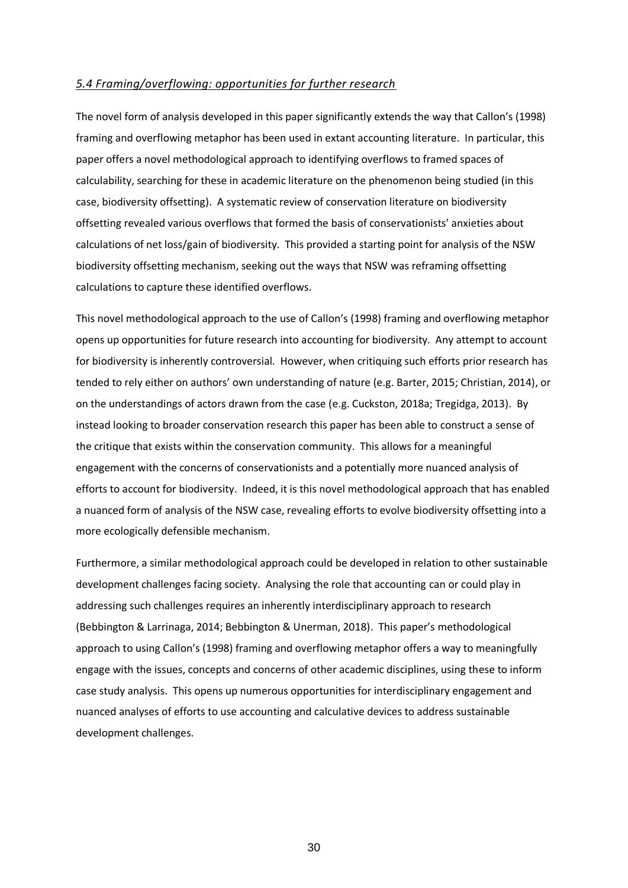### *5.4 Framing/overflowing: opportunities for further research*

The novel form of analysis developed in this paper significantly extends the way that Callon's (1998) framing and overflowing metaphor has been used in extant accounting literature. In particular, this paper offers a novel methodological approach to identifying overflows to framed spaces of calculability, searching for these in academic literature on the phenomenon being studied (in this case, biodiversity offsetting). A systematic review of conservation literature on biodiversity offsetting revealed various overflows that formed the basis of conservationists' anxieties about calculations of net loss/gain of biodiversity. This provided a starting point for analysis of the NSW biodiversity offsetting mechanism, seeking out the ways that NSW was reframing offsetting calculations to capture these identified overflows.

This novel methodological approach to the use of Callon's (1998) framing and overflowing metaphor opens up opportunities for future research into accounting for biodiversity. Any attempt to account for biodiversity is inherently controversial. However, when critiquing such efforts prior research has tended to rely either on authors' own understanding of nature (e.g. Barter, 2015; Christian, 2014), or on the understandings of actors drawn from the case (e.g. Cuckston, 2018a; Tregidga, 2013). By instead looking to broader conservation research this paper has been able to construct a sense of the critique that exists within the conservation community. This allows for a meaningful engagement with the concerns of conservationists and a potentially more nuanced analysis of efforts to account for biodiversity. Indeed, it is this novel methodological approach that has enabled a nuanced form of analysis of the NSW case, revealing efforts to evolve biodiversity offsetting into a more ecologically defensible mechanism.

Furthermore, a similar methodological approach could be developed in relation to other sustainable development challenges facing society. Analysing the role that accounting can or could play in addressing such challenges requires an inherently interdisciplinary approach to research (Bebbington & Larrinaga, 2014; Bebbington & Unerman, 2018). This paper's methodological approach to using Callon's (1998) framing and overflowing metaphor offers a way to meaningfully engage with the issues, concepts and concerns of other academic disciplines, using these to inform case study analysis. This opens up numerous opportunities for interdisciplinary engagement and nuanced analyses of efforts to use accounting and calculative devices to address sustainable development challenges.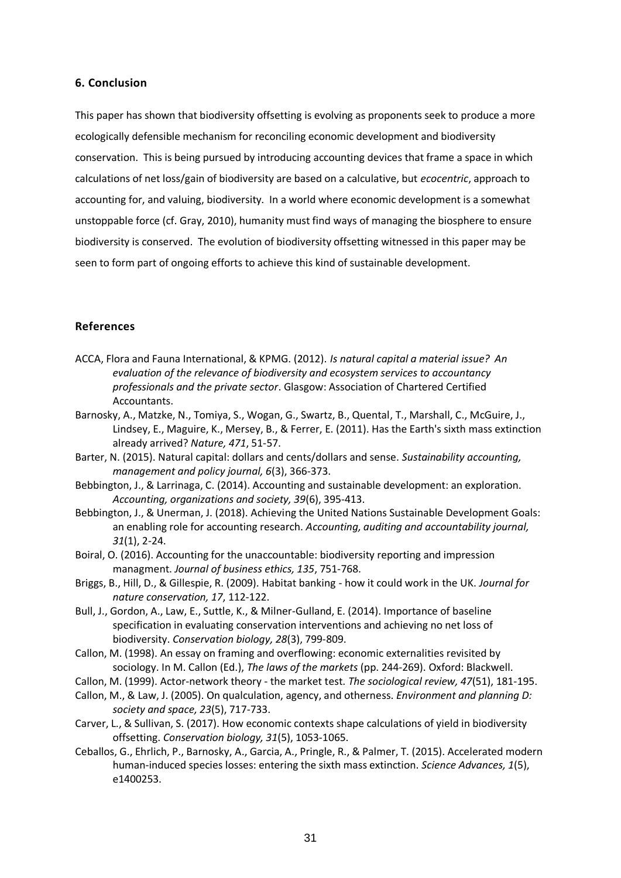## 6. Conclusion

This paper has shown that biodiversity offsetting is evolving as proponents seek to produce a more ecologically defensible mechanism for reconciling economic development and biodiversity conservation. This is being pursued by introducing accounting devices that frame a space in which calculations of net loss/gain of biodiversity are based on a calculative, but *ecocentric*, approach to accounting for, and valuing, biodiversity. In a world where economic development is a somewhat unstoppable force (cf. Gray, 2010), humanity must find ways of managing the biosphere to ensure biodiversity is conserved. The evolution of biodiversity offsetting witnessed in this paper may be seen to form part of ongoing efforts to achieve this kind of sustainable development.

## References

ACCA, Flora and Fauna International, & KPMG. (2012). *Is natural capital a material issue? An evaluation of the relevance of biodiversity and ecosystem services to accountancy professionals and the private sector*. Glasgow: Association of Chartered Certified Accountants.

Barnosky, A., Matzke, N., Tomiya, S., Wogan, G., Swartz, B., Quental, T., Marshall, C., McGuire, J., Lindsey, E., Maguire, K., Mersey, B., & Ferrer, E. (2011). Has the Earth's sixth mass extinction already arrived? *Nature, 471*, 51-57.

Barter, N. (2015). Natural capital: dollars and cents/dollars and sense. *Sustainability accounting, management and policy journal, 6*(3), 366-373.

Bebbington, J., & Larrinaga, C. (2014). Accounting and sustainable development: an exploration. *Accounting, organizations and society, 39*(6), 395-413.

Bebbington, J., & Unerman, J. (2018). Achieving the United Nations Sustainable Development Goals: an enabling role for accounting research. *Accounting, auditing and accountability journal, 31*(1), 2-24.

Boiral, O. (2016). Accounting for the unaccountable: biodiversity reporting and impression managment. *Journal of business ethics, 135*, 751-768.

Briggs, B., Hill, D., & Gillespie, R. (2009). Habitat banking - how it could work in the UK. *Journal for nature conservation, 17*, 112-122.

Bull, J., Gordon, A., Law, E., Suttle, K., & Milner-Gulland, E. (2014). Importance of baseline specification in evaluating conservation interventions and achieving no net loss of biodiversity. *Conservation biology, 28*(3), 799-809.

Callon, M. (1998). An essay on framing and overflowing: economic externalities revisited by sociology. In M. Callon (Ed.), *The laws of the markets* (pp. 244-269). Oxford: Blackwell.

Callon, M. (1999). Actor-network theory - the market test. *The sociological review, 47*(51), 181-195.

Callon, M., & Law, J. (2005). On qualculation, agency, and otherness. *Environment and planning D: society and space, 23*(5), 717-733.

Carver, L., & Sullivan, S. (2017). How economic contexts shape calculations of yield in biodiversity offsetting. *Conservation biology, 31*(5), 1053-1065.

Ceballos, G., Ehrlich, P., Barnosky, A., Garcia, A., Pringle, R., & Palmer, T. (2015). Accelerated modern human-induced species losses: entering the sixth mass extinction. *Science Advances, 1*(5), e1400253.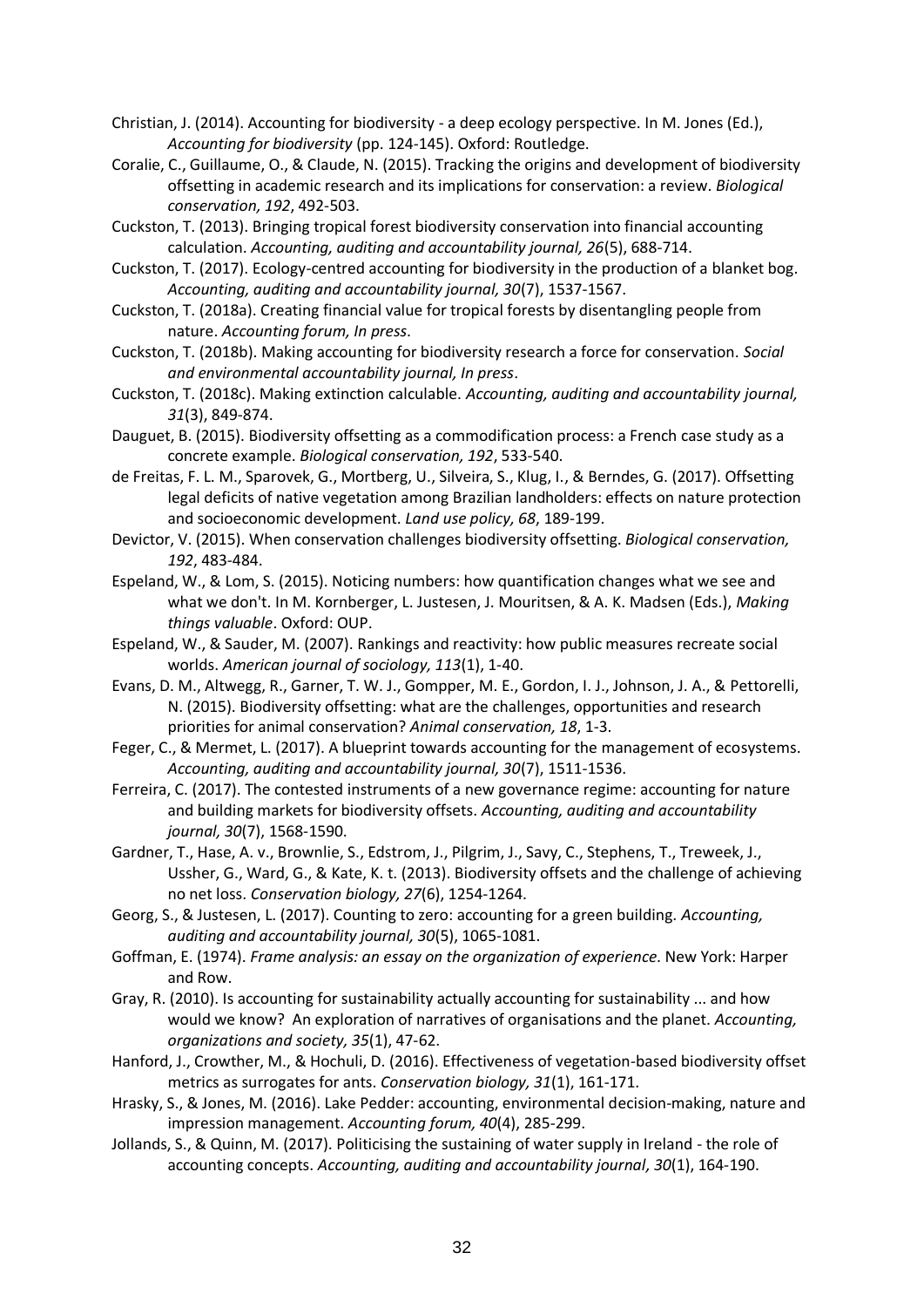Christian, J. (2014). Accounting for biodiversity - a deep ecology perspective. In M. Jones (Ed.), *Accounting for biodiversity* (pp. 124-145). Oxford: Routledge.

Coralie, C., Guillaume, O., & Claude, N. (2015). Tracking the origins and development of biodiversity offsetting in academic research and its implications for conservation: a review. *Biological conservation, 192*, 492-503.

Cuckston, T. (2013). Bringing tropical forest biodiversity conservation into financial accounting calculation. *Accounting, auditing and accountability journal, 26*(5), 688-714.

Cuckston, T. (2017). Ecology-centred accounting for biodiversity in the production of a blanket bog. *Accounting, auditing and accountability journal, 30*(7), 1537-1567.

Cuckston, T. (2018a). Creating financial value for tropical forests by disentangling people from nature. *Accounting forum, In press*.

Cuckston, T. (2018b). Making accounting for biodiversity research a force for conservation. *Social and environmental accountability journal, In press*.

Cuckston, T. (2018c). Making extinction calculable. *Accounting, auditing and accountability journal, 31*(3), 849-874.

Dauguet, B. (2015). Biodiversity offsetting as a commodification process: a French case study as a concrete example. *Biological conservation, 192*, 533-540.

de Freitas, F. L. M., Sparovek, G., Mortberg, U., Silveira, S., Klug, I., & Berndes, G. (2017). Offsetting legal deficits of native vegetation among Brazilian landholders: effects on nature protection and socioeconomic development. *Land use policy, 68*, 189-199.

Devictor, V. (2015). When conservation challenges biodiversity offsetting. *Biological conservation, 192*, 483-484.

Espeland, W., & Lom, S. (2015). Noticing numbers: how quantification changes what we see and what we don't. In M. Kornberger, L. Justesen, J. Mouritsen, & A. K. Madsen (Eds.), *Making things valuable*. Oxford: OUP.

Espeland, W., & Sauder, M. (2007). Rankings and reactivity: how public measures recreate social worlds. *American journal of sociology, 113*(1), 1-40.

Evans, D. M., Altwegg, R., Garner, T. W. J., Gompper, M. E., Gordon, I. J., Johnson, J. A., & Pettorelli, N. (2015). Biodiversity offsetting: what are the challenges, opportunities and research priorities for animal conservation? *Animal conservation, 18*, 1-3.

Feger, C., & Mermet, L. (2017). A blueprint towards accounting for the management of ecosystems. *Accounting, auditing and accountability journal, 30*(7), 1511-1536.

Ferreira, C. (2017). The contested instruments of a new governance regime: accounting for nature and building markets for biodiversity offsets. *Accounting, auditing and accountability journal, 30*(7), 1568-1590.

Gardner, T., Hase, A. v., Brownlie, S., Edstrom, J., Pilgrim, J., Savy, C., Stephens, T., Treweek, J., Ussher, G., Ward, G., & Kate, K. t. (2013). Biodiversity offsets and the challenge of achieving no net loss. *Conservation biology, 27*(6), 1254-1264.

Georg, S., & Justesen, L. (2017). Counting to zero: accounting for a green building. *Accounting, auditing and accountability journal, 30*(5), 1065-1081.

Goffman, E. (1974). *Frame analysis: an essay on the organization of experience*. New York: Harper and Row.

Gray, R. (2010). Is accounting for sustainability actually accounting for sustainability ... and how would we know? An exploration of narratives of organisations and the planet. *Accounting, organizations and society, 35*(1), 47-62.

Hanford, J., Crowther, M., & Hochuli, D. (2016). Effectiveness of vegetation-based biodiversity offset metrics as surrogates for ants. *Conservation biology, 31*(1), 161-171.

Hrasky, S., & Jones, M. (2016). Lake Pedder: accounting, environmental decision-making, nature and impression management. *Accounting forum, 40*(4), 285-299.

Jollands, S., & Quinn, M. (2017). Politicising the sustaining of water supply in Ireland - the role of accounting concepts. *Accounting, auditing and accountability journal, 30*(1), 164-190.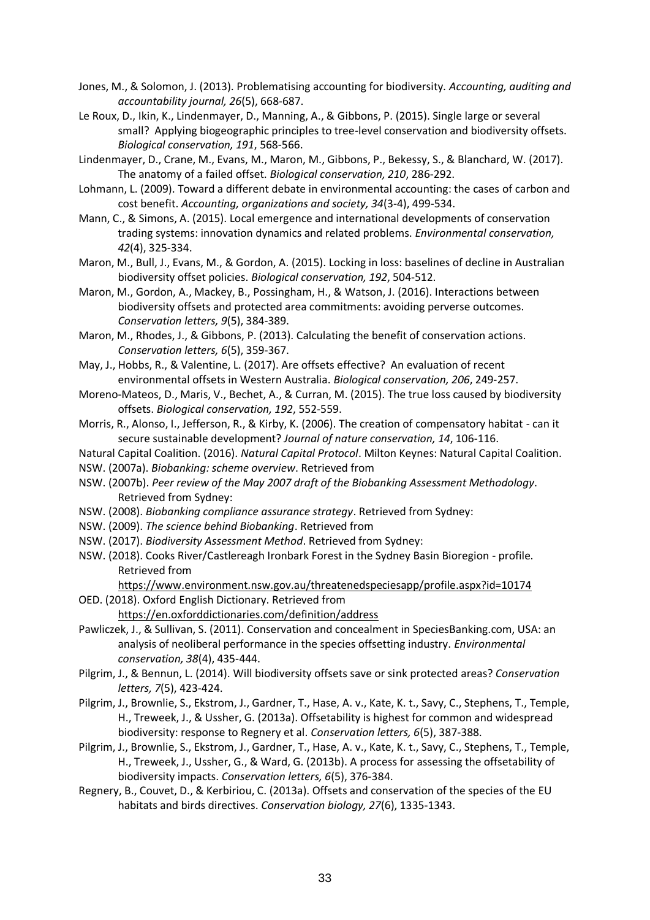Jones, M., & Solomon, J. (2013). Problematising accounting for biodiversity. *Accounting, auditing and accountability journal, 26*(5), 668-687.

Le Roux, D., Ikin, K., Lindenmayer, D., Manning, A., & Gibbons, P. (2015). Single large or several small? Applying biogeographic principles to tree-level conservation and biodiversity offsets. *Biological conservation, 191*, 568-566.

Lindenmayer, D., Crane, M., Evans, M., Maron, M., Gibbons, P., Bekessy, S., & Blanchard, W. (2017). The anatomy of a failed offset. *Biological conservation, 210*, 286-292.

Lohmann, L. (2009). Toward a different debate in environmental accounting: the cases of carbon and cost benefit. *Accounting, organizations and society, 34*(3-4), 499-534.

Mann, C., & Simons, A. (2015). Local emergence and international developments of conservation trading systems: innovation dynamics and related problems. *Environmental conservation, 42*(4), 325-334.

Maron, M., Bull, J., Evans, M., & Gordon, A. (2015). Locking in loss: baselines of decline in Australian biodiversity offset policies. *Biological conservation, 192*, 504-512.

Maron, M., Gordon, A., Mackey, B., Possingham, H., & Watson, J. (2016). Interactions between biodiversity offsets and protected area commitments: avoiding perverse outcomes. *Conservation letters, 9*(5), 384-389.

Maron, M., Rhodes, J., & Gibbons, P. (2013). Calculating the benefit of conservation actions. *Conservation letters, 6*(5), 359-367.

May, J., Hobbs, R., & Valentine, L. (2017). Are offsets effective? An evaluation of recent environmental offsets in Western Australia. *Biological conservation, 206*, 249-257.

Moreno-Mateos, D., Maris, V., Bechet, A., & Curran, M. (2015). The true loss caused by biodiversity offsets. *Biological conservation, 192*, 552-559.

Morris, R., Alonso, I., Jefferson, R., & Kirby, K. (2006). The creation of compensatory habitat - can it secure sustainable development? *Journal of nature conservation, 14*, 106-116.

Natural Capital Coalition. (2016). *Natural Capital Protocol*. Milton Keynes: Natural Capital Coalition.

NSW. (2007a). *Biobanking: scheme overview*. Retrieved from

NSW. (2007b). *Peer review of the May 2007 draft of the Biobanking Assessment Methodology*. Retrieved from Sydney:

NSW. (2008). *Biobanking compliance assurance strategy*. Retrieved from Sydney:

NSW. (2009). *The science behind Biobanking*. Retrieved from

NSW. (2017). *Biodiversity Assessment Method*. Retrieved from Sydney:

NSW. (2018). Cooks River/Castlereagh Ironbark Forest in the Sydney Basin Bioregion - profile. Retrieved from https://www.environment.nsw.gov.au/threatenedspeciesapp/profile.aspx?id=10174

OED. (2018). Oxford English Dictionary. Retrieved from https://en.oxforddictionaries.com/definition/address

Pawliczek, J., & Sullivan, S. (2011). Conservation and concealment in SpeciesBanking.com, USA: an analysis of neoliberal performance in the species offsetting industry. *Environmental conservation, 38*(4), 435-444.

Pilgrim, J., & Bennun, L. (2014). Will biodiversity offsets save or sink protected areas? *Conservation letters, 7*(5), 423-424.

Pilgrim, J., Brownlie, S., Ekstrom, J., Gardner, T., Hase, A. v., Kate, K. t., Savy, C., Stephens, T., Temple, H., Treweek, J., & Ussher, G. (2013a). Offsetability is highest for common and widespread biodiversity: response to Regnery et al. *Conservation letters, 6*(5), 387-388.

Pilgrim, J., Brownlie, S., Ekstrom, J., Gardner, T., Hase, A. v., Kate, K. t., Savy, C., Stephens, T., Temple, H., Treweek, J., Ussher, G., & Ward, G. (2013b). A process for assessing the offsetability of biodiversity impacts. *Conservation letters, 6*(5), 376-384.

Regnery, B., Couvet, D., & Kerbiriou, C. (2013a). Offsets and conservation of the species of the EU habitats and birds directives. *Conservation biology, 27*(6), 1335-1343.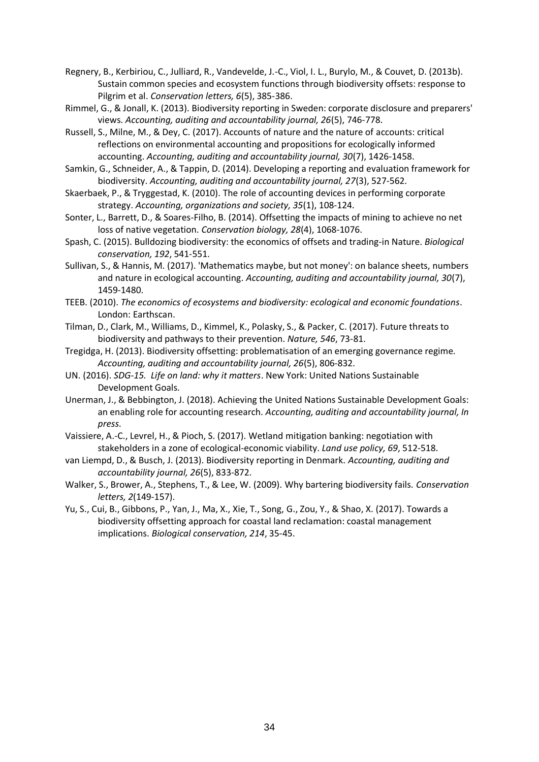Regnery, B., Kerbiriou, C., Julliard, R., Vandevelde, J.-C., Viol, I. L., Burylo, M., & Couvet, D. (2013b). Sustain common species and ecosystem functions through biodiversity offsets: response to Pilgrim et al. *Conservation letters, 6*(5), 385-386.

Rimmel, G., & Jonall, K. (2013). Biodiversity reporting in Sweden: corporate disclosure and preparers' views. *Accounting, auditing and accountability journal, 26*(5), 746-778.

Russell, S., Milne, M., & Dey, C. (2017). Accounts of nature and the nature of accounts: critical reflections on environmental accounting and propositions for ecologically informed accounting. *Accounting, auditing and accountability journal, 30*(7), 1426-1458.

Samkin, G., Schneider, A., & Tappin, D. (2014). Developing a reporting and evaluation framework for biodiversity. *Accounting, auditing and accountability journal, 27*(3), 527-562.

Skaerbaek, P., & Tryggestad, K. (2010). The role of accounting devices in performing corporate strategy. *Accounting, organizations and society, 35*(1), 108-124.

Sonter, L., Barrett, D., & Soares-Filho, B. (2014). Offsetting the impacts of mining to achieve no net loss of native vegetation. *Conservation biology, 28*(4), 1068-1076.

Spash, C. (2015). Bulldozing biodiversity: the economics of offsets and trading-in Nature. *Biological conservation, 192*, 541-551.

Sullivan, S., & Hannis, M. (2017). 'Mathematics maybe, but not money': on balance sheets, numbers and nature in ecological accounting. *Accounting, auditing and accountability journal, 30*(7), 1459-1480.

TEEB. (2010). *The economics of ecosystems and biodiversity: ecological and economic foundations*. London: Earthscan.

Tilman, D., Clark, M., Williams, D., Kimmel, K., Polasky, S., & Packer, C. (2017). Future threats to biodiversity and pathways to their prevention. *Nature, 546*, 73-81.

Tregidga, H. (2013). Biodiversity offsetting: problematisation of an emerging governance regime. *Accounting, auditing and accountability journal, 26*(5), 806-832.

UN. (2016). *SDG-15. Life on land: why it matters*. New York: United Nations Sustainable Development Goals.

Unerman, J., & Bebbington, J. (2018). Achieving the United Nations Sustainable Development Goals: an enabling role for accounting research. *Accounting, auditing and accountability journal, In press*.

Vaissiere, A.-C., Levrel, H., & Pioch, S. (2017). Wetland mitigation banking: negotiation with stakeholders in a zone of ecological-economic viability. *Land use policy, 69*, 512-518.

van Liempd, D., & Busch, J. (2013). Biodiversity reporting in Denmark. *Accounting, auditing and accountability journal, 26*(5), 833-872.

Walker, S., Brower, A., Stephens, T., & Lee, W. (2009). Why bartering biodiversity fails. *Conservation letters, 2*(149-157).

Yu, S., Cui, B., Gibbons, P., Yan, J., Ma, X., Xie, T., Song, G., Zou, Y., & Shao, X. (2017). Towards a biodiversity offsetting approach for coastal land reclamation: coastal management implications. *Biological conservation, 214*, 35-45.